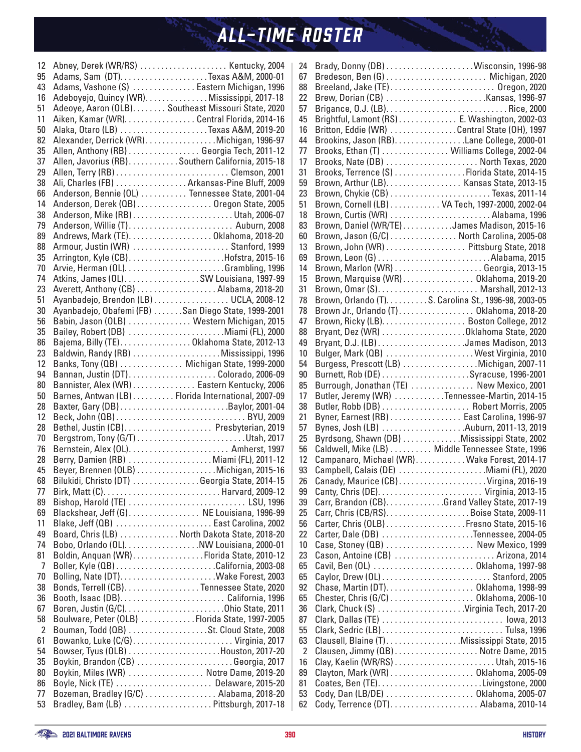# ALL-TIME ROSTER

| No. | Name | School, Years |
|---|---|---|
| 12 | Abney, Derek (WR/RS) | Kentucky, 2004 |
| 95 | Adams, Sam (DT) | Texas A&M, 2000-01 |
| 43 | Adams, Vashone (S) | Eastern Michigan, 1996 |
| 16 | Adeboyejo, Quincy (WR) | Mississippi, 2017-18 |
| 51 | Adeoye, Aaron (OLB) | Southeast Missouri State, 2020 |
| 11 | Aiken, Kamar (WR) | Central Florida, 2014-16 |
| 50 | Alaka, Otaro (LB) | Texas A&M, 2019-20 |
| 82 | Alexander, Derrick (WR) | Michigan, 1996-97 |
| 35 | Allen, Anthony (RB) | Georgia Tech, 2011-12 |
| 37 | Allen, Javorius (RB) | Southern California, 2015-18 |
| 29 | Allen, Terry (RB) | Clemson, 2001 |
| 38 | Ali, Charles (FB) | Arkansas-Pine Bluff, 2009 |
| 66 | Anderson, Bennie (OL) | Tennessee State, 2001-04 |
| 14 | Anderson, Derek (QB) | Oregon State, 2005 |
| 38 | Anderson, Mike (RB) | Utah, 2006-07 |
| 79 | Anderson, Willie (T) | Auburn, 2008 |
| 89 | Andrews, Mark (TE) | Oklahoma, 2018-20 |
| 88 | Armour, Justin (WR) | Stanford, 1999 |
| 35 | Arrington, Kyle (CB) | Hofstra, 2015-16 |
| 70 | Arvie, Herman (OL) | Grambling, 1996 |
| 74 | Atkins, James (OL) | SW Louisiana, 1997-99 |
| 23 | Averett, Anthony (CB) | Alabama, 2018-20 |
| 51 | Ayanbadejo, Brendon (LB) | UCLA, 2008-12 |
| 30 | Ayanbadejo, Obafemi (FB) | San Diego State, 1999-2001 |
| 56 | Babin, Jason (OLB) | Western Michigan, 2015 |
| 35 | Bailey, Robert (DB) | Miami (FL), 2000 |
| 86 | Bajema, Billy (TE) | Oklahoma State, 2012-13 |
| 23 | Baldwin, Randy (RB) | Mississippi, 1996 |
| 12 | Banks, Tony (QB) | Michigan State, 1999-2000 |
| 94 | Bannan, Justin (DT) | Colorado, 2006-09 |
| 80 | Bannister, Alex (WR) | Eastern Kentucky, 2006 |
| 50 | Barnes, Antwan (LB) | Florida International, 2007-09 |
| 28 | Baxter, Gary (DB) | Baylor, 2001-04 |
| 12 | Beck, John (QB) | BYU, 2009 |
| 28 | Bethel, Justin (CB) | Presbyterian, 2019 |
| 70 | Bergstrom, Tony (G/T) | Utah, 2017 |
| 76 | Bernstein, Alex (OL) | Amherst, 1997 |
| 28 | Berry, Damien (RB) | Miami (FL), 2011-12 |
| 45 | Beyer, Brennen (OLB) | Michigan, 2015-16 |
| 68 | Bilukidi, Christo (DT) | Georgia State, 2014-15 |
| 77 | Birk, Matt (C) | Harvard, 2009-12 |
| 89 | Bishop, Harold (TE) | LSU, 1996 |
| 69 | Blackshear, Jeff (G) | NE Louisiana, 1996-99 |
| 11 | Blake, Jeff (QB) | East Carolina, 2002 |
| 49 | Board, Chris (LB) | North Dakota State, 2018-20 |
| 74 | Bobo, Orlando (OL) | NW Louisiana, 2000-01 |
| 81 | Boldin, Anquan (WR) | Florida State, 2010-12 |
| 7 | Boller, Kyle (QB) | California, 2003-08 |
| 70 | Bolling, Nate (DT) | Wake Forest, 2003 |
| 38 | Bonds, Terrell (CB) | Tennessee State, 2020 |
| 36 | Booth, Isaac (DB) | California, 1996 |
| 67 | Boren, Justin (G/C) | Ohio State, 2011 |
| 58 | Boulware, Peter (OLB) | Florida State, 1997-2005 |
| 2 | Bouman, Todd (QB) | St. Cloud State, 2008 |
| 61 | Bowanko, Luke (C/G) | Virginia, 2017 |
| 54 | Bowser, Tyus (OLB) | Houston, 2017-20 |
| 35 | Boykin, Brandon (CB) | Georgia, 2017 |
| 80 | Boykin, Miles (WR) | Notre Dame, 2019-20 |
| 86 | Boyle, Nick (TE) | Delaware, 2015-20 |
| 77 | Bozeman, Bradley (G/C) | Alabama, 2018-20 |
| 53 | Bradley, Bam (LB) | Pittsburgh, 2017-18 |
| 24 | Brady, Donny (DB) | Wisconsin, 1996-98 |
| 67 | Bredeson, Ben (G) | Michigan, 2020 |
| 88 | Breeland, Jake (TE) | Oregon, 2020 |
| 22 | Brew, Dorian (CB) | Kansas, 1996-97 |
| 57 | Brigance, O.J. (LB) | Rice, 2000 |
| 45 | Brightful, Lamont (RS) | E. Washington, 2002-03 |
| 16 | Britton, Eddie (WR) | Central State (OH), 1997 |
| 44 | Brookins, Jason (RB) | Lane College, 2000-01 |
| 77 | Brooks, Ethan (T) | Williams College, 2002-04 |
| 17 | Brooks, Nate (DB) | North Texas, 2020 |
| 31 | Brooks, Terrence (S) | Florida State, 2014-15 |
| 59 | Brown, Arthur (LB) | Kansas State, 2013-15 |
| 23 | Brown, Chykie (CB) | Texas, 2011-14 |
| 51 | Brown, Cornell (LB) | VA Tech, 1997-2000, 2002-04 |
| 18 | Brown, Curtis (WR) | Alabama, 1996 |
| 83 | Brown, Daniel (WR/TE) | James Madison, 2015-16 |
| 60 | Brown, Jason (G/C) | North Carolina, 2005-08 |
| 13 | Brown, John (WR) | Pittsburg State, 2018 |
| 69 | Brown, Leon (G) | Alabama, 2015 |
| 14 | Brown, Marlon (WR) | Georgia, 2013-15 |
| 15 | Brown, Marquise (WR) | Oklahoma, 2019-20 |
| 31 | Brown, Omar (S) | Marshall, 2012-13 |
| 78 | Brown, Orlando (T) | S. Carolina St., 1996-98, 2003-05 |
| 78 | Brown Jr., Orlando (T) | Oklahoma, 2018-20 |
| 47 | Brown, Ricky (LB) | Boston College, 2012 |
| 88 | Bryant, Dez (WR) | Oklahoma State, 2020 |
| 49 | Bryant, D.J. (LB) | James Madison, 2013 |
| 10 | Bulger, Mark (QB) | West Virginia, 2010 |
| 54 | Burgess, Prescott (LB) | Michigan, 2007-11 |
| 90 | Burnett, Rob (DE) | Syracuse, 1996-2001 |
| 85 | Burrough, Jonathan (TE) | New Mexico, 2001 |
| 17 | Butler, Jeremy (WR) | Tennessee-Martin, 2014-15 |
| 38 | Butler, Robb (DB) | Robert Morris, 2005 |
| 21 | Byner, Earnest (RB) | East Carolina, 1996-97 |
| 57 | Bynes, Josh (LB) | Auburn, 2011-13, 2019 |
| 25 | Byrdsong, Shawn (DB) | Mississippi State, 2002 |
| 56 | Caldwell, Mike (LB) | Middle Tennessee State, 1996 |
| 12 | Campanaro, Michael (WR) | Wake Forest, 2014-17 |
| 93 | Campbell, Calais (DE) | Miami (FL), 2020 |
| 26 | Canady, Maurice (CB) | Virgina, 2016-19 |
| 99 | Canty, Chris (DE) | Virginia, 2013-15 |
| 39 | Carr, Brandon (CB) | Grand Valley State, 2017-19 |
| 25 | Carr, Chris (CB/RS) | Boise State, 2009-11 |
| 56 | Carter, Chris (OLB) | Fresno State, 2015-16 |
| 22 | Carter, Dale (DB) | Tennessee, 2004-05 |
| 10 | Case, Stoney (QB) | New Mexico, 1999 |
| 23 | Cason, Antoine (CB) | Arizona, 2014 |
| 65 | Cavil, Ben (OL) | Oklahoma, 1997-98 |
| 65 | Caylor, Drew (OL) | Stanford, 2005 |
| 92 | Chase, Martin (DT) | Oklahoma, 1998-99 |
| 65 | Chester, Chris (G/C) | Oklahoma, 2006-10 |
| 36 | Clark, Chuck (S) | Virginia Tech, 2017-20 |
| 87 | Clark, Dallas (TE) | Iowa, 2013 |
| 55 | Clark, Sedric (LB) | Tulsa, 1996 |
| 63 | Clausell, Blaine (T) | Mississippi State, 2015 |
| 2 | Clausen, Jimmy (QB) | Notre Dame, 2015 |
| 16 | Clay, Kaelin (WR/RS) | Utah, 2015-16 |
| 89 | Clayton, Mark (WR) | Oklahoma, 2005-09 |
| 81 | Coates, Ben (TE) | Livingstone, 2000 |
| 53 | Cody, Dan (LB/DE) | Oklahoma, 2005-07 |
| 62 | Cody, Terrence (DT) | Alabama, 2010-14 |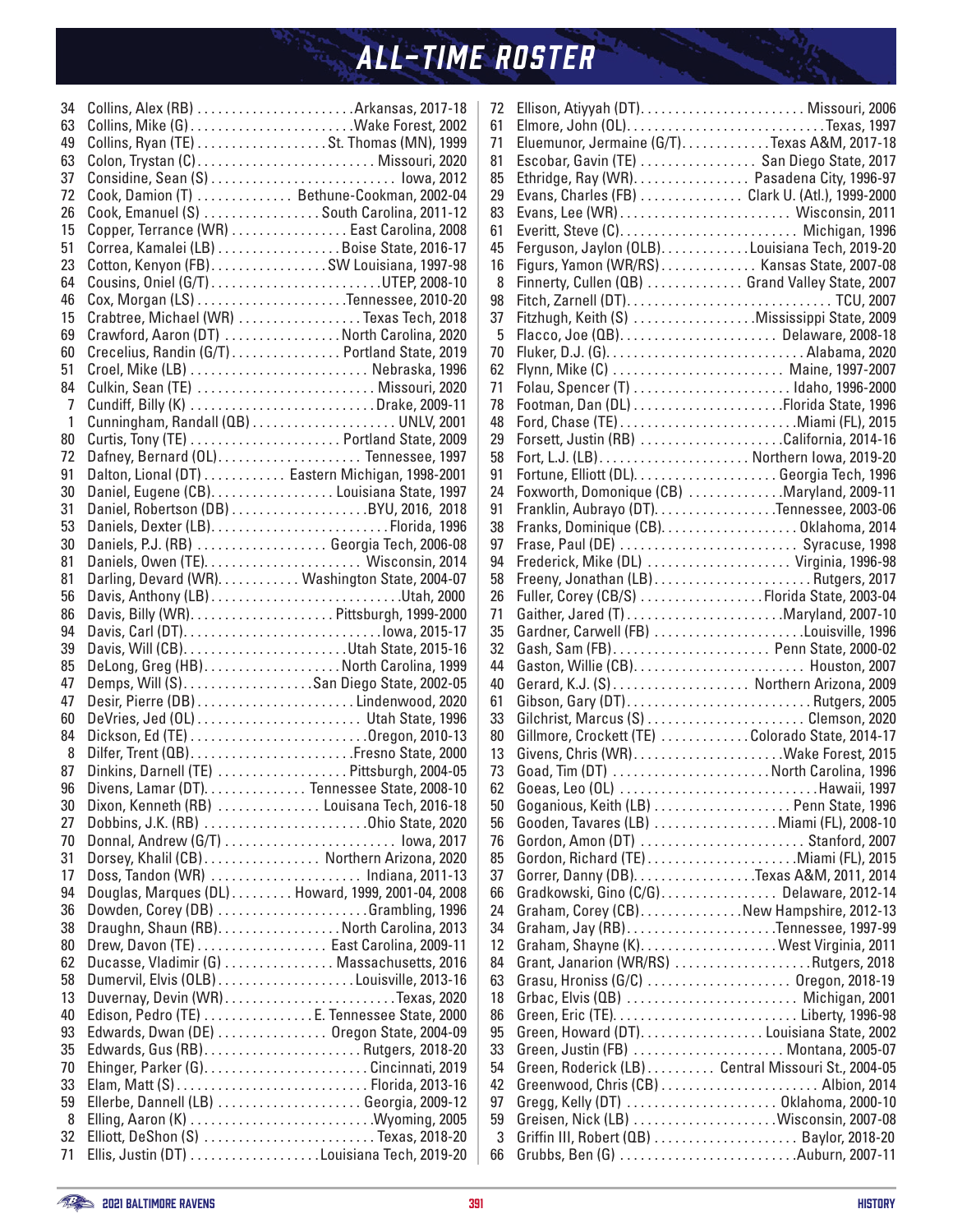# ALL-TIME ROSTER

| No. | Name | School, Years |
|---|---|---|
| 34 | Collins, Alex (RB) | Arkansas, 2017-18 |
| 63 | Collins, Mike (G) | Wake Forest, 2002 |
| 49 | Collins, Ryan (TE) | St. Thomas (MN), 1999 |
| 63 | Colon, Trystan (C) | Missouri, 2020 |
| 37 | Considine, Sean (S) | Iowa, 2012 |
| 72 | Cook, Damion (T) | Bethune-Cookman, 2002-04 |
| 26 | Cook, Emanuel (S) | South Carolina, 2011-12 |
| 15 | Copper, Terrance (WR) | East Carolina, 2008 |
| 51 | Correa, Kamalei (LB) | Boise State, 2016-17 |
| 23 | Cotton, Kenyon (FB) | SW Louisiana, 1997-98 |
| 64 | Cousins, Oniel (G/T) | UTEP, 2008-10 |
| 46 | Cox, Morgan (LS) | Tennessee, 2010-20 |
| 15 | Crabtree, Michael (WR) | Texas Tech, 2018 |
| 69 | Crawford, Aaron (DT) | North Carolina, 2020 |
| 60 | Crecelius, Randin (G/T) | Portland State, 2019 |
| 51 | Croel, Mike (LB) | Nebraska, 1996 |
| 84 | Culkin, Sean (TE) | Missouri, 2020 |
| 7 | Cundiff, Billy (K) | Drake, 2009-11 |
| 1 | Cunningham, Randall (QB) | UNLV, 2001 |
| 80 | Curtis, Tony (TE) | Portland State, 2009 |
| 72 | Dafney, Bernard (OL) | Tennessee, 1997 |
| 91 | Dalton, Lional (DT) | Eastern Michigan, 1998-2001 |
| 30 | Daniel, Eugene (CB) | Louisiana State, 1997 |
| 31 | Daniel, Robertson (DB) | BYU, 2016, 2018 |
| 53 | Daniels, Dexter (LB) | Florida, 1996 |
| 30 | Daniels, P.J. (RB) | Georgia Tech, 2006-08 |
| 81 | Daniels, Owen (TE) | Wisconsin, 2014 |
| 81 | Darling, Devard (WR) | Washington State, 2004-07 |
| 56 | Davis, Anthony (LB) | Utah, 2000 |
| 86 | Davis, Billy (WR) | Pittsburgh, 1999-2000 |
| 94 | Davis, Carl (DT) | Iowa, 2015-17 |
| 39 | Davis, Will (CB) | Utah State, 2015-16 |
| 85 | DeLong, Greg (HB) | North Carolina, 1999 |
| 47 | Demps, Will (S) | San Diego State, 2002-05 |
| 47 | Desir, Pierre (DB) | Lindenwood, 2020 |
| 60 | DeVries, Jed (OL) | Utah State, 1996 |
| 84 | Dickson, Ed (TE) | Oregon, 2010-13 |
| 8 | Dilfer, Trent (QB) | Fresno State, 2000 |
| 87 | Dinkins, Darnell (TE) | Pittsburgh, 2004-05 |
| 96 | Divens, Lamar (DT) | Tennessee State, 2008-10 |
| 30 | Dixon, Kenneth (RB) | Louisana Tech, 2016-18 |
| 27 | Dobbins, J.K. (RB) | Ohio State, 2020 |
| 70 | Donnal, Andrew (G/T) | Iowa, 2017 |
| 31 | Dorsey, Khalil (CB) | Northern Arizona, 2020 |
| 17 | Doss, Tandon (WR) | Indiana, 2011-13 |
| 94 | Douglas, Marques (DL) | Howard, 1999, 2001-04, 2008 |
| 36 | Dowden, Corey (DB) | Grambling, 1996 |
| 38 | Draughn, Shaun (RB) | North Carolina, 2013 |
| 80 | Drew, Davon (TE) | East Carolina, 2009-11 |
| 62 | Ducasse, Vladimir (G) | Massachusetts, 2016 |
| 58 | Dumervil, Elvis (OLB) | Louisville, 2013-16 |
| 13 | Duvernay, Devin (WR) | Texas, 2020 |
| 40 | Edison, Pedro (TE) | E. Tennessee State, 2000 |
| 93 | Edwards, Dwan (DE) | Oregon State, 2004-09 |
| 35 | Edwards, Gus (RB) | Rutgers, 2018-20 |
| 70 | Ehinger, Parker (G) | Cincinnati, 2019 |
| 33 | Elam, Matt (S) | Florida, 2013-16 |
| 59 | Ellerbe, Dannell (LB) | Georgia, 2009-12 |
| 8 | Elling, Aaron (K) | Wyoming, 2005 |
| 32 | Elliott, DeShon (S) | Texas, 2018-20 |
| 71 | Ellis, Justin (DT) | Louisiana Tech, 2019-20 |
| 72 | Ellison, Atiyyah (DT) | Missouri, 2006 |
| 61 | Elmore, John (OL) | Texas, 1997 |
| 71 | Eluemunor, Jermaine (G/T) | Texas A&M, 2017-18 |
| 81 | Escobar, Gavin (TE) | San Diego State, 2017 |
| 85 | Ethridge, Ray (WR) | Pasadena City, 1996-97 |
| 29 | Evans, Charles (FB) | Clark U. (Atl.), 1999-2000 |
| 83 | Evans, Lee (WR) | Wisconsin, 2011 |
| 61 | Everitt, Steve (C) | Michigan, 1996 |
| 45 | Ferguson, Jaylon (OLB) | Louisiana Tech, 2019-20 |
| 16 | Figurs, Yamon (WR/RS) | Kansas State, 2007-08 |
| 8 | Finnerty, Cullen (QB) | Grand Valley State, 2007 |
| 98 | Fitch, Zarnell (DT) | TCU, 2007 |
| 37 | Fitzhugh, Keith (S) | Mississippi State, 2009 |
| 5 | Flacco, Joe (QB) | Delaware, 2008-18 |
| 70 | Fluker, D.J. (G) | Alabama, 2020 |
| 62 | Flynn, Mike (C) | Maine, 1997-2007 |
| 71 | Folau, Spencer (T) | Idaho, 1996-2000 |
| 78 | Footman, Dan (DL) | Florida State, 1996 |
| 48 | Ford, Chase (TE) | Miami (FL), 2015 |
| 29 | Forsett, Justin (RB) | California, 2014-16 |
| 58 | Fort, L.J. (LB) | Northern Iowa, 2019-20 |
| 91 | Fortune, Elliott (DL) | Georgia Tech, 1996 |
| 24 | Foxworth, Domonique (CB) | Maryland, 2009-11 |
| 91 | Franklin, Aubrayo (DT) | Tennessee, 2003-06 |
| 38 | Franks, Dominique (CB) | Oklahoma, 2014 |
| 97 | Frase, Paul (DE) | Syracuse, 1998 |
| 94 | Frederick, Mike (DL) | Virginia, 1996-98 |
| 58 | Freeny, Jonathan (LB) | Rutgers, 2017 |
| 26 | Fuller, Corey (CB/S) | Florida State, 2003-04 |
| 71 | Gaither, Jared (T) | Maryland, 2007-10 |
| 35 | Gardner, Carwell (FB) | Louisville, 1996 |
| 32 | Gash, Sam (FB) | Penn State, 2000-02 |
| 44 | Gaston, Willie (CB) | Houston, 2007 |
| 40 | Gerard, K.J. (S) | Northern Arizona, 2009 |
| 61 | Gibson, Gary (DT) | Rutgers, 2005 |
| 33 | Gilchrist, Marcus (S) | Clemson, 2020 |
| 80 | Gillmore, Crockett (TE) | Colorado State, 2014-17 |
| 13 | Givens, Chris (WR) | Wake Forest, 2015 |
| 73 | Goad, Tim (DT) | North Carolina, 1996 |
| 62 | Goeas, Leo (OL) | Hawaii, 1997 |
| 50 | Goganious, Keith (LB) | Penn State, 1996 |
| 56 | Gooden, Tavares (LB) | Miami (FL), 2008-10 |
| 76 | Gordon, Amon (DT) | Stanford, 2007 |
| 85 | Gordon, Richard (TE) | Miami (FL), 2015 |
| 37 | Gorrer, Danny (DB) | Texas A&M, 2011, 2014 |
| 66 | Gradkowski, Gino (C/G) | Delaware, 2012-14 |
| 24 | Graham, Corey (CB) | New Hampshire, 2012-13 |
| 34 | Graham, Jay (RB) | Tennessee, 1997-99 |
| 12 | Graham, Shayne (K) | West Virginia, 2011 |
| 84 | Grant, Janarion (WR/RS) | Rutgers, 2018 |
| 63 | Grasu, Hroniss (G/C) | Oregon, 2018-19 |
| 18 | Grbac, Elvis (QB) | Michigan, 2001 |
| 86 | Green, Eric (TE) | Liberty, 1996-98 |
| 95 | Green, Howard (DT) | Louisiana State, 2002 |
| 33 | Green, Justin (FB) | Montana, 2005-07 |
| 54 | Green, Roderick (LB) | Central Missouri St., 2004-05 |
| 42 | Greenwood, Chris (CB) | Albion, 2014 |
| 97 | Gregg, Kelly (DT) | Oklahoma, 2000-10 |
| 59 | Greisen, Nick (LB) | Wisconsin, 2007-08 |
| 3 | Griffin III, Robert (QB) | Baylor, 2018-20 |
| 66 | Grubbs, Ben (G) | Auburn, 2007-11 |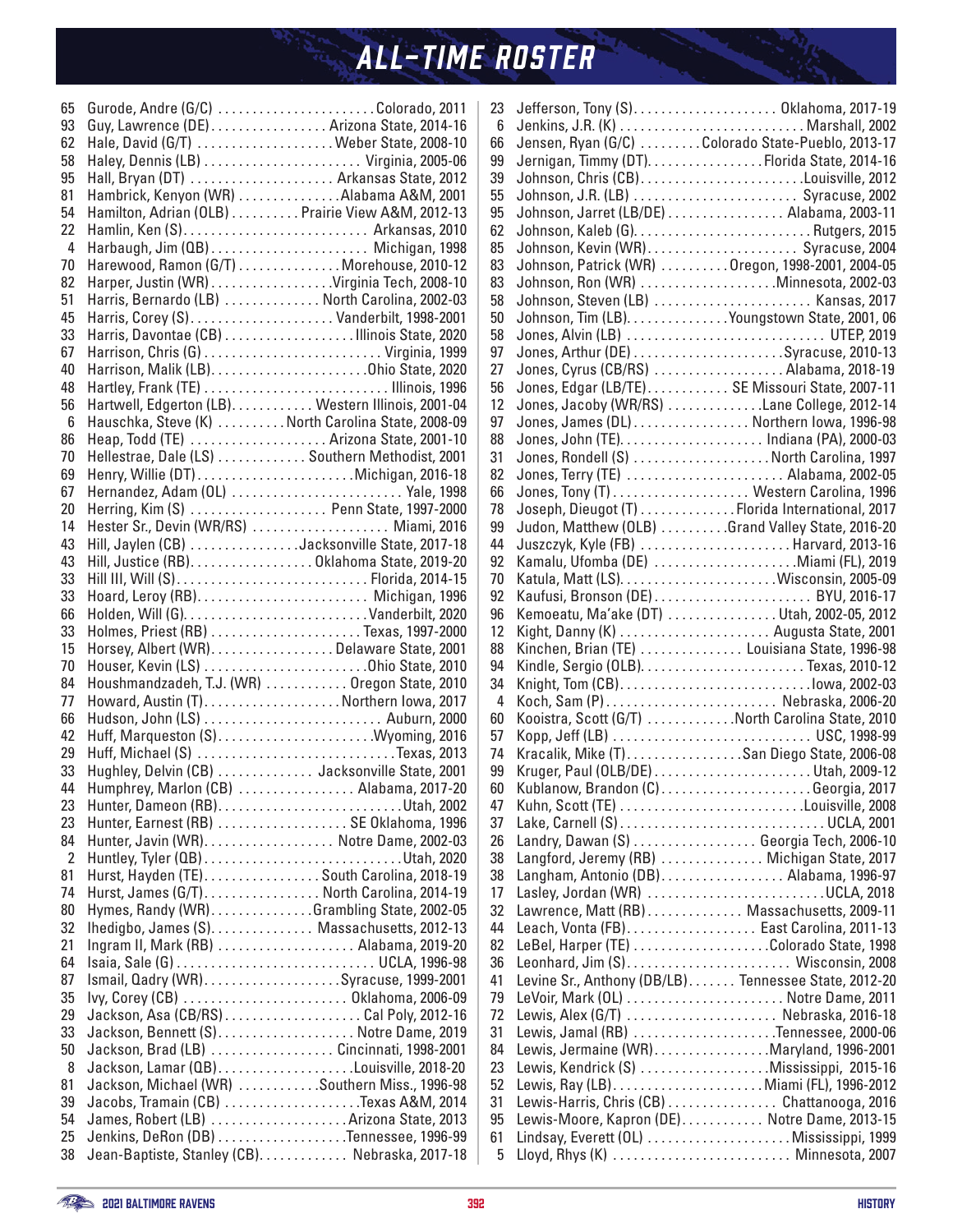# ALL-TIME ROSTER

| No. | Name | School, Years |
|---|---|---|
| 65 | Gurode, Andre (G/C) | Colorado, 2011 |
| 93 | Guy, Lawrence (DE) | Arizona State, 2014-16 |
| 62 | Hale, David (G/T) | Weber State, 2008-10 |
| 58 | Haley, Dennis (LB) | Virginia, 2005-06 |
| 95 | Hall, Bryan (DT) | Arkansas State, 2012 |
| 81 | Hambrick, Kenyon (WR) | Alabama A&M, 2001 |
| 54 | Hamilton, Adrian (OLB) | Prairie View A&M, 2012-13 |
| 22 | Hamlin, Ken (S) | Arkansas, 2010 |
| 4 | Harbaugh, Jim (QB) | Michigan, 1998 |
| 70 | Harewood, Ramon (G/T) | Morehouse, 2010-12 |
| 82 | Harper, Justin (WR) | Virginia Tech, 2008-10 |
| 51 | Harris, Bernardo (LB) | North Carolina, 2002-03 |
| 45 | Harris, Corey (S) | Vanderbilt, 1998-2001 |
| 33 | Harris, Davontae (CB) | Illinois State, 2020 |
| 67 | Harrison, Chris (G) | Virginia, 1999 |
| 40 | Harrison, Malik (LB) | Ohio State, 2020 |
| 48 | Hartley, Frank (TE) | Illinois, 1996 |
| 56 | Hartwell, Edgerton (LB) | Western Illinois, 2001-04 |
| 6 | Hauschka, Steve (K) | North Carolina State, 2008-09 |
| 86 | Heap, Todd (TE) | Arizona State, 2001-10 |
| 70 | Hellestrae, Dale (LS) | Southern Methodist, 2001 |
| 69 | Henry, Willie (DT) | Michigan, 2016-18 |
| 67 | Hernandez, Adam (OL) | Yale, 1998 |
| 20 | Herring, Kim (S) | Penn State, 1997-2000 |
| 14 | Hester Sr., Devin (WR/RS) | Miami, 2016 |
| 43 | Hill, Jaylen (CB) | Jacksonville State, 2017-18 |
| 43 | Hill, Justice (RB) | Oklahoma State, 2019-20 |
| 33 | Hill III, Will (S) | Florida, 2014-15 |
| 33 | Hoard, Leroy (RB) | Michigan, 1996 |
| 66 | Holden, Will (G) | Vanderbilt, 2020 |
| 33 | Holmes, Priest (RB) | Texas, 1997-2000 |
| 15 | Horsey, Albert (WR) | Delaware State, 2001 |
| 70 | Houser, Kevin (LS) | Ohio State, 2010 |
| 84 | Houshmandzadeh, T.J. (WR) | Oregon State, 2010 |
| 77 | Howard, Austin (T) | Northern Iowa, 2017 |
| 66 | Hudson, John (LS) | Auburn, 2000 |
| 42 | Huff, Marqueston (S) | Wyoming, 2016 |
| 29 | Huff, Michael (S) | Texas, 2013 |
| 33 | Hughley, Delvin (CB) | Jacksonville State, 2001 |
| 44 | Humphrey, Marlon (CB) | Alabama, 2017-20 |
| 23 | Hunter, Dameon (RB) | Utah, 2002 |
| 23 | Hunter, Earnest (RB) | SE Oklahoma, 1996 |
| 84 | Hunter, Javin (WR) | Notre Dame, 2002-03 |
| 2 | Huntley, Tyler (QB) | Utah, 2020 |
| 81 | Hurst, Hayden (TE) | South Carolina, 2018-19 |
| 74 | Hurst, James (G/T) | North Carolina, 2014-19 |
| 80 | Hymes, Randy (WR) | Grambling State, 2002-05 |
| 32 | Ihedigbo, James (S) | Massachusetts, 2012-13 |
| 21 | Ingram II, Mark (RB) | Alabama, 2019-20 |
| 64 | Isaia, Sale (G) | UCLA, 1996-98 |
| 87 | Ismail, Qadry (WR) | Syracuse, 1999-2001 |
| 35 | Ivy, Corey (CB) | Oklahoma, 2006-09 |
| 29 | Jackson, Asa (CB/RS) | Cal Poly, 2012-16 |
| 33 | Jackson, Bennett (S) | Notre Dame, 2019 |
| 50 | Jackson, Brad (LB) | Cincinnati, 1998-2001 |
| 8 | Jackson, Lamar (QB) | Louisville, 2018-20 |
| 81 | Jackson, Michael (WR) | Southern Miss., 1996-98 |
| 39 | Jacobs, Tramain (CB) | Texas A&M, 2014 |
| 54 | James, Robert (LB) | Arizona State, 2013 |
| 25 | Jenkins, DeRon (DB) | Tennessee, 1996-99 |
| 38 | Jean-Baptiste, Stanley (CB) | Nebraska, 2017-18 |
| 23 | Jefferson, Tony (S) | Oklahoma, 2017-19 |
| 6 | Jenkins, J.R. (K) | Marshall, 2002 |
| 66 | Jensen, Ryan (G/C) | Colorado State-Pueblo, 2013-17 |
| 99 | Jernigan, Timmy (DT) | Florida State, 2014-16 |
| 39 | Johnson, Chris (CB) | Louisville, 2012 |
| 55 | Johnson, J.R. (LB) | Syracuse, 2002 |
| 95 | Johnson, Jarret (LB/DE) | Alabama, 2003-11 |
| 62 | Johnson, Kaleb (G) | Rutgers, 2015 |
| 85 | Johnson, Kevin (WR) | Syracuse, 2004 |
| 83 | Johnson, Patrick (WR) | Oregon, 1998-2001, 2004-05 |
| 83 | Johnson, Ron (WR) | Minnesota, 2002-03 |
| 58 | Johnson, Steven (LB) | Kansas, 2017 |
| 50 | Johnson, Tim (LB) | Youngstown State, 2001, 06 |
| 58 | Jones, Alvin (LB) | UTEP, 2019 |
| 97 | Jones, Arthur (DE) | Syracuse, 2010-13 |
| 27 | Jones, Cyrus (CB/RS) | Alabama, 2018-19 |
| 56 | Jones, Edgar (LB/TE) | SE Missouri State, 2007-11 |
| 12 | Jones, Jacoby (WR/RS) | Lane College, 2012-14 |
| 97 | Jones, James (DL) | Northern Iowa, 1996-98 |
| 88 | Jones, John (TE) | Indiana (PA), 2000-03 |
| 31 | Jones, Rondell (S) | North Carolina, 1997 |
| 82 | Jones, Terry (TE) | Alabama, 2002-05 |
| 66 | Jones, Tony (T) | Western Carolina, 1996 |
| 78 | Joseph, Dieugot (T) | Florida International, 2017 |
| 99 | Judon, Matthew (OLB) | Grand Valley State, 2016-20 |
| 44 | Juszczyk, Kyle (FB) | Harvard, 2013-16 |
| 92 | Kamalu, Ufomba (DE) | Miami (FL), 2019 |
| 70 | Katula, Matt (LS) | Wisconsin, 2005-09 |
| 92 | Kaufusi, Bronson (DE) | BYU, 2016-17 |
| 96 | Kemoeatu, Ma'ake (DT) | Utah, 2002-05, 2012 |
| 12 | Kight, Danny (K) | Augusta State, 2001 |
| 88 | Kinchen, Brian (TE) | Louisiana State, 1996-98 |
| 94 | Kindle, Sergio (OLB) | Texas, 2010-12 |
| 34 | Knight, Tom (CB) | Iowa, 2002-03 |
| 4 | Koch, Sam (P) | Nebraska, 2006-20 |
| 60 | Kooistra, Scott (G/T) | North Carolina State, 2010 |
| 57 | Kopp, Jeff (LB) | USC, 1998-99 |
| 74 | Kracalik, Mike (T) | San Diego State, 2006-08 |
| 99 | Kruger, Paul (OLB/DE) | Utah, 2009-12 |
| 60 | Kublanow, Brandon (C) | Georgia, 2017 |
| 47 | Kuhn, Scott (TE) | Louisville, 2008 |
| 37 | Lake, Carnell (S) | UCLA, 2001 |
| 26 | Landry, Dawan (S) | Georgia Tech, 2006-10 |
| 38 | Langford, Jeremy (RB) | Michigan State, 2017 |
| 38 | Langham, Antonio (DB) | Alabama, 1996-97 |
| 17 | Lasley, Jordan (WR) | UCLA, 2018 |
| 32 | Lawrence, Matt (RB) | Massachusetts, 2009-11 |
| 44 | Leach, Vonta (FB) | East Carolina, 2011-13 |
| 82 | LeBel, Harper (TE) | Colorado State, 1998 |
| 36 | Leonhard, Jim (S) | Wisconsin, 2008 |
| 41 | Levine Sr., Anthony (DB/LB) | Tennessee State, 2012-20 |
| 79 | LeVoir, Mark (OL) | Notre Dame, 2011 |
| 72 | Lewis, Alex (G/T) | Nebraska, 2016-18 |
| 31 | Lewis, Jamal (RB) | Tennessee, 2000-06 |
| 84 | Lewis, Jermaine (WR) | Maryland, 1996-2001 |
| 23 | Lewis, Kendrick (S) | Mississippi, 2015-16 |
| 52 | Lewis, Ray (LB) | Miami (FL), 1996-2012 |
| 31 | Lewis-Harris, Chris (CB) | Chattanooga, 2016 |
| 95 | Lewis-Moore, Kapron (DE) | Notre Dame, 2013-15 |
| 61 | Lindsay, Everett (OL) | Mississippi, 1999 |
| 5 | Lloyd, Rhys (K) | Minnesota, 2007 |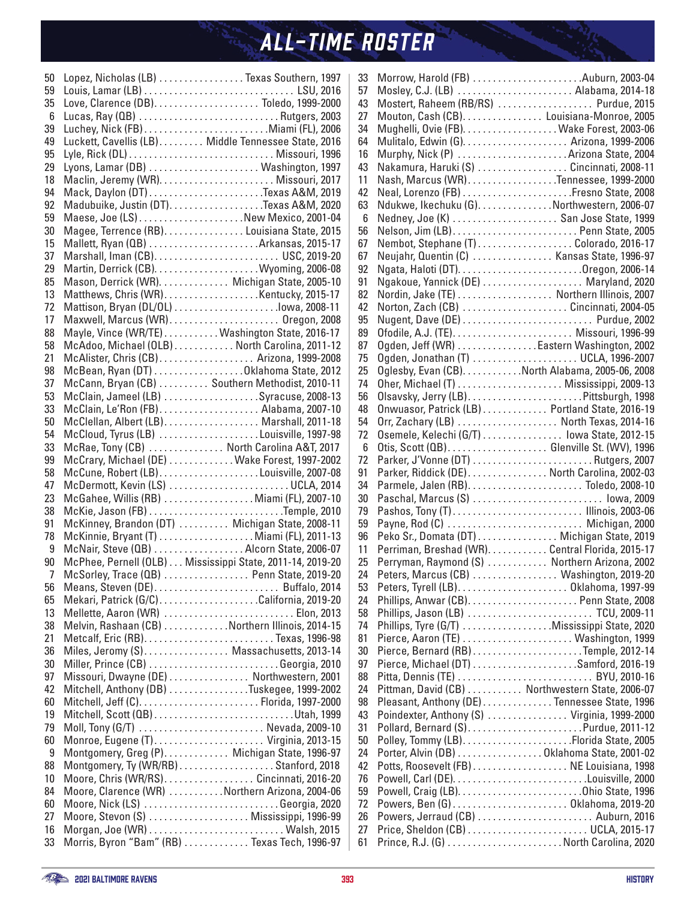# ALL-TIME ROSTER

| No. | Name | School, Years |
|---|---|---|
| 50 | Lopez, Nicholas (LB) | Texas Southern, 1997 |
| 59 | Louis, Lamar (LB) | LSU, 2016 |
| 35 | Love, Clarence (DB) | Toledo, 1999-2000 |
| 6 | Lucas, Ray (QB) | Rutgers, 2003 |
| 39 | Luchey, Nick (FB) | Miami (FL), 2006 |
| 49 | Luckett, Cavellis (LB) | Middle Tennessee State, 2016 |
| 95 | Lyle, Rick (DL) | Missouri, 1996 |
| 29 | Lyons, Lamar (DB) | Washington, 1997 |
| 18 | Maclin, Jeremy (WR) | Missouri, 2017 |
| 94 | Mack, Daylon (DT) | Texas A&M, 2019 |
| 92 | Madubuike, Justin (DT) | Texas A&M, 2020 |
| 59 | Maese, Joe (LS) | New Mexico, 2001-04 |
| 30 | Magee, Terrence (RB) | Louisiana State, 2015 |
| 15 | Mallett, Ryan (QB) | Arkansas, 2015-17 |
| 37 | Marshall, Iman (CB) | USC, 2019-20 |
| 29 | Martin, Derrick (CB) | Wyoming, 2006-08 |
| 85 | Mason, Derrick (WR) | Michigan State, 2005-10 |
| 13 | Matthews, Chris (WR) | Kentucky, 2015-17 |
| 72 | Mattison, Bryan (DL/OL) | Iowa, 2008-11 |
| 17 | Maxwell, Marcus (WR) | Oregon, 2008 |
| 88 | Mayle, Vince (WR/TE) | Washington State, 2016-17 |
| 58 | McAdoo, Michael (OLB) | North Carolina, 2011-12 |
| 21 | McAlister, Chris (CB) | Arizona, 1999-2008 |
| 98 | McBean, Ryan (DT) | Oklahoma State, 2012 |
| 37 | McCann, Bryan (CB) | Southern Methodist, 2010-11 |
| 53 | McClain, Jameel (LB) | Syracuse, 2008-13 |
| 33 | McClain, Le'Ron (FB) | Alabama, 2007-10 |
| 50 | McClellan, Albert (LB) | Marshall, 2011-18 |
| 54 | McCloud, Tyrus (LB) | Louisville, 1997-98 |
| 33 | McRae, Tony (CB) | North Carolina A&T, 2017 |
| 99 | McCrary, Michael (DE) | Wake Forest, 1997-2002 |
| 58 | McCune, Robert (LB) | Louisville, 2007-08 |
| 47 | McDermott, Kevin (LS) | UCLA, 2014 |
| 23 | McGahee, Willis (RB) | Miami (FL), 2007-10 |
| 38 | McKie, Jason (FB) | Temple, 2010 |
| 91 | McKinney, Brandon (DT) | Michigan State, 2008-11 |
| 78 | McKinnie, Bryant (T) | Miami (FL), 2011-13 |
| 9 | McNair, Steve (QB) | Alcorn State, 2006-07 |
| 90 | McPhee, Pernell (OLB) | Mississippi State, 2011-14, 2019-20 |
| 7 | McSorley, Trace (QB) | Penn State, 2019-20 |
| 56 | Means, Steven (DE) | Buffalo, 2014 |
| 65 | Mekari, Patrick (G/C) | California, 2019-20 |
| 13 | Mellette, Aaron (WR) | Elon, 2013 |
| 38 | Melvin, Rashaan (CB) | Northern Illinois, 2014-15 |
| 21 | Metcalf, Eric (RB) | Texas, 1996-98 |
| 36 | Miles, Jeromy (S) | Massachusetts, 2013-14 |
| 30 | Miller, Prince (CB) | Georgia, 2010 |
| 97 | Missouri, Dwayne (DE) | Northwestern, 2001 |
| 42 | Mitchell, Anthony (DB) | Tuskegee, 1999-2002 |
| 60 | Mitchell, Jeff (C) | Florida, 1997-2000 |
| 19 | Mitchell, Scott (QB) | Utah, 1999 |
| 79 | Moll, Tony (G/T) | Nevada, 2009-10 |
| 60 | Monroe, Eugene (T) | Virginia, 2013-15 |
| 9 | Montgomery, Greg (P) | Michigan State, 1996-97 |
| 88 | Montgomery, Ty (WR/RB) | Stanford, 2018 |
| 10 | Moore, Chris (WR/RS) | Cincinnati, 2016-20 |
| 84 | Moore, Clarence (WR) | Northern Arizona, 2004-06 |
| 60 | Moore, Nick (LS) | Georgia, 2020 |
| 27 | Moore, Stevon (S) | Mississippi, 1996-99 |
| 16 | Morgan, Joe (WR) | Walsh, 2015 |
| 33 | Morris, Byron "Bam" (RB) | Texas Tech, 1996-97 |
| 33 | Morrow, Harold (FB) | Auburn, 2003-04 |
| 57 | Mosley, C.J. (LB) | Alabama, 2014-18 |
| 43 | Mostert, Raheem (RB/RS) | Purdue, 2015 |
| 27 | Mouton, Cash (CB) | Louisiana-Monroe, 2005 |
| 34 | Mughelli, Ovie (FB) | Wake Forest, 2003-06 |
| 64 | Mulitalo, Edwin (G) | Arizona, 1999-2006 |
| 16 | Murphy, Nick (P) | Arizona State, 2004 |
| 43 | Nakamura, Haruki (S) | Cincinnati, 2008-11 |
| 11 | Nash, Marcus (WR) | Tennessee, 1999-2000 |
| 42 | Neal, Lorenzo (FB) | Fresno State, 2008 |
| 63 | Ndukwe, Ikechuku (G) | Northwestern, 2006-07 |
| 6 | Nedney, Joe (K) | San Jose State, 1999 |
| 56 | Nelson, Jim (LB) | Penn State, 2005 |
| 67 | Nembot, Stephane (T) | Colorado, 2016-17 |
| 67 | Neujahr, Quentin (C) | Kansas State, 1996-97 |
| 92 | Ngata, Haloti (DT) | Oregon, 2006-14 |
| 91 | Ngakoue, Yannick (DE) | Maryland, 2020 |
| 82 | Nordin, Jake (TE) | Northern Illinois, 2007 |
| 42 | Norton, Zach (CB) | Cincinnati, 2004-05 |
| 95 | Nugent, Dave (DE) | Purdue, 2002 |
| 89 | Ofodile, A.J. (TE) | Missouri, 1996-99 |
| 87 | Ogden, Jeff (WR) | Eastern Washington, 2002 |
| 75 | Ogden, Jonathan (T) | UCLA, 1996-2007 |
| 25 | Oglesby, Evan (CB) | North Alabama, 2005-06, 2008 |
| 74 | Oher, Michael (T) | Mississippi, 2009-13 |
| 56 | Olsavsky, Jerry (LB) | Pittsburgh, 1998 |
| 48 | Onwuasor, Patrick (LB) | Portland State, 2016-19 |
| 54 | Orr, Zachary (LB) | North Texas, 2014-16 |
| 72 | Osemele, Kelechi (G/T) | Iowa State, 2012-15 |
| 6 | Otis, Scott (QB) | Glenville St. (WV), 1996 |
| 72 | Parker, J'Vonne (DT) | Rutgers, 2007 |
| 91 | Parker, Riddick (DE) | North Carolina, 2002-03 |
| 34 | Parmele, Jalen (RB) | Toledo, 2008-10 |
| 30 | Paschal, Marcus (S) | Iowa, 2009 |
| 79 | Pashos, Tony (T) | Illinois, 2003-06 |
| 59 | Payne, Rod (C) | Michigan, 2000 |
| 96 | Peko Sr., Domata (DT) | Michigan State, 2019 |
| 11 | Perriman, Breshad (WR) | Central Florida, 2015-17 |
| 25 | Perryman, Raymond (S) | Northern Arizona, 2002 |
| 24 | Peters, Marcus (CB) | Washington, 2019-20 |
| 53 | Peters, Tyrell (LB) | Oklahoma, 1997-99 |
| 24 | Phillips, Anwar (CB) | Penn State, 2008 |
| 58 | Phillips, Jason (LB) | TCU, 2009-11 |
| 74 | Phillips, Tyre (G/T) | Mississippi State, 2020 |
| 81 | Pierce, Aaron (TE) | Washington, 1999 |
| 30 | Pierce, Bernard (RB) | Temple, 2012-14 |
| 97 | Pierce, Michael (DT) | Samford, 2016-19 |
| 88 | Pitta, Dennis (TE) | BYU, 2010-16 |
| 24 | Pittman, David (CB) | Northwestern State, 2006-07 |
| 98 | Pleasant, Anthony (DE) | Tennessee State, 1996 |
| 43 | Poindexter, Anthony (S) | Virginia, 1999-2000 |
| 31 | Pollard, Bernard (S) | Purdue, 2011-12 |
| 50 | Polley, Tommy (LB) | Florida State, 2005 |
| 24 | Porter, Alvin (DB) | Oklahoma State, 2001-02 |
| 42 | Potts, Roosevelt (FB) | NE Louisiana, 1998 |
| 76 | Powell, Carl (DE) | Louisville, 2000 |
| 59 | Powell, Craig (LB) | Ohio State, 1996 |
| 72 | Powers, Ben (G) | Oklahoma, 2019-20 |
| 26 | Powers, Jerraud (CB) | Auburn, 2016 |
| 27 | Price, Sheldon (CB) | UCLA, 2015-17 |
| 61 | Prince, R.J. (G) | North Carolina, 2020 |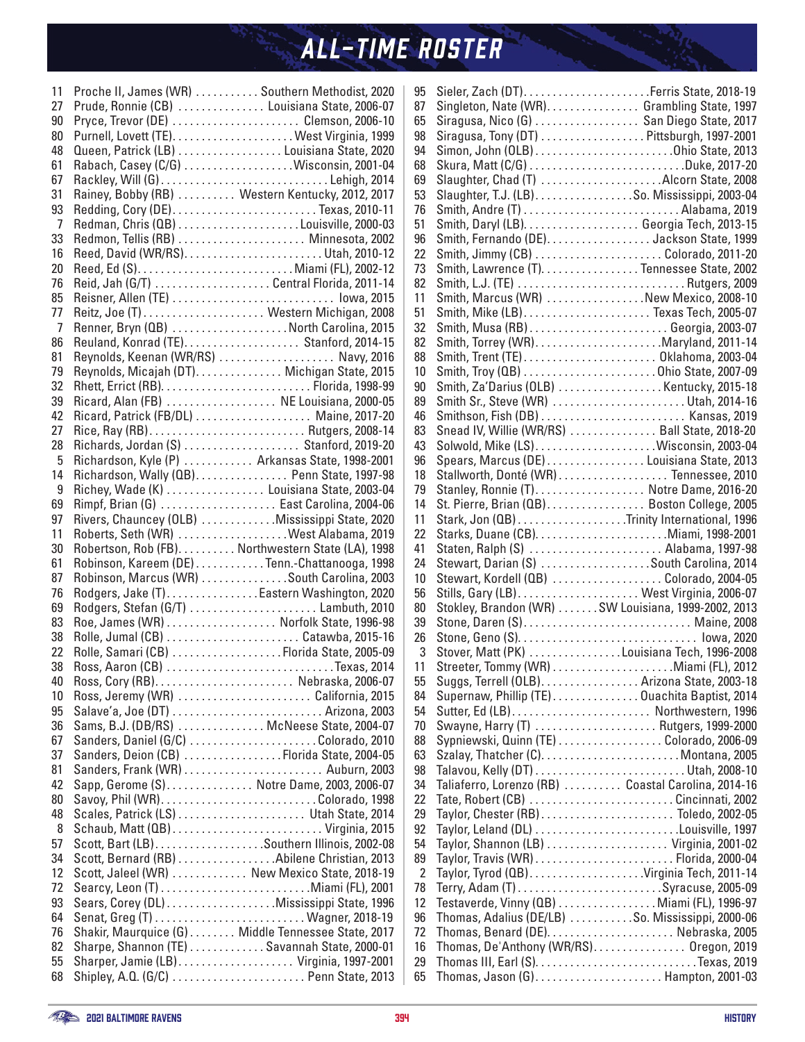# ALL-TIME ROSTER

| No. | Name | School, Years |
|---|---|---|
| 11 | Proche II, James (WR) | Southern Methodist, 2020 |
| 27 | Prude, Ronnie (CB) | Louisiana State, 2006-07 |
| 90 | Pryce, Trevor (DE) | Clemson, 2006-10 |
| 80 | Purnell, Lovett (TE) | West Virginia, 1999 |
| 48 | Queen, Patrick (LB) | Louisiana State, 2020 |
| 61 | Rabach, Casey (C/G) | Wisconsin, 2001-04 |
| 67 | Rackley, Will (G) | Lehigh, 2014 |
| 31 | Rainey, Bobby (RB) | Western Kentucky, 2012, 2017 |
| 93 | Redding, Cory (DE) | Texas, 2010-11 |
| 7 | Redman, Chris (QB) | Louisville, 2000-03 |
| 33 | Redmon, Tellis (RB) | Minnesota, 2002 |
| 16 | Reed, David (WR/RS) | Utah, 2010-12 |
| 20 | Reed, Ed (S) | Miami (FL), 2002-12 |
| 76 | Reid, Jah (G/T) | Central Florida, 2011-14 |
| 85 | Reisner, Allen (TE) | Iowa, 2015 |
| 77 | Reitz, Joe (T) | Western Michigan, 2008 |
| 7 | Renner, Bryn (QB) | North Carolina, 2015 |
| 86 | Reuland, Konrad (TE) | Stanford, 2014-15 |
| 81 | Reynolds, Keenan (WR/RS) | Navy, 2016 |
| 79 | Reynolds, Micajah (DT) | Michigan State, 2015 |
| 32 | Rhett, Errict (RB) | Florida, 1998-99 |
| 39 | Ricard, Alan (FB) | NE Louisiana, 2000-05 |
| 42 | Ricard, Patrick (FB/DL) | Maine, 2017-20 |
| 27 | Rice, Ray (RB) | Rutgers, 2008-14 |
| 28 | Richards, Jordan (S) | Stanford, 2019-20 |
| 5 | Richardson, Kyle (P) | Arkansas State, 1998-2001 |
| 14 | Richardson, Wally (QB) | Penn State, 1997-98 |
| 9 | Richey, Wade (K) | Louisiana State, 2003-04 |
| 69 | Rimpf, Brian (G) | East Carolina, 2004-06 |
| 97 | Rivers, Chauncey (OLB) | Mississippi State, 2020 |
| 11 | Roberts, Seth (WR) | West Alabama, 2019 |
| 30 | Robertson, Rob (FB) | Northwestern State (LA), 1998 |
| 61 | Robinson, Kareem (DE) | Tenn.-Chattanooga, 1998 |
| 87 | Robinson, Marcus (WR) | South Carolina, 2003 |
| 76 | Rodgers, Jake (T) | Eastern Washington, 2020 |
| 69 | Rodgers, Stefan (G/T) | Lambuth, 2010 |
| 83 | Roe, James (WR) | Norfolk State, 1996-98 |
| 38 | Rolle, Jumal (CB) | Catawba, 2015-16 |
| 22 | Rolle, Samari (CB) | Florida State, 2005-09 |
| 38 | Ross, Aaron (CB) | Texas, 2014 |
| 40 | Ross, Cory (RB) | Nebraska, 2006-07 |
| 10 | Ross, Jeremy (WR) | California, 2015 |
| 95 | Salave'a, Joe (DT) | Arizona, 2003 |
| 36 | Sams, B.J. (DB/RS) | McNeese State, 2004-07 |
| 67 | Sanders, Daniel (G/C) | Colorado, 2010 |
| 37 | Sanders, Deion (CB) | Florida State, 2004-05 |
| 81 | Sanders, Frank (WR) | Auburn, 2003 |
| 42 | Sapp, Gerome (S) | Notre Dame, 2003, 2006-07 |
| 80 | Savoy, Phil (WR) | Colorado, 1998 |
| 48 | Scales, Patrick (LS) | Utah State, 2014 |
| 8 | Schaub, Matt (QB) | Virginia, 2015 |
| 57 | Scott, Bart (LB) | Southern Illinois, 2002-08 |
| 34 | Scott, Bernard (RB) | Abilene Christian, 2013 |
| 12 | Scott, Jaleel (WR) | New Mexico State, 2018-19 |
| 72 | Searcy, Leon (T) | Miami (FL), 2001 |
| 93 | Sears, Corey (DL) | Mississippi State, 1996 |
| 64 | Senat, Greg (T) | Wagner, 2018-19 |
| 76 | Shakir, Maurquice (G) | Middle Tennessee State, 2017 |
| 82 | Sharpe, Shannon (TE) | Savannah State, 2000-01 |
| 55 | Sharper, Jamie (LB) | Virginia, 1997-2001 |
| 68 | Shipley, A.Q. (G/C) | Penn State, 2013 |
| 95 | Sieler, Zach (DT) | Ferris State, 2018-19 |
| 87 | Singleton, Nate (WR) | Grambling State, 1997 |
| 65 | Siragusa, Nico (G) | San Diego State, 2017 |
| 98 | Siragusa, Tony (DT) | Pittsburgh, 1997-2001 |
| 94 | Simon, John (OLB) | Ohio State, 2013 |
| 68 | Skura, Matt (C/G) | Duke, 2017-20 |
| 69 | Slaughter, Chad (T) | Alcorn State, 2008 |
| 53 | Slaughter, T.J. (LB) | So. Mississippi, 2003-04 |
| 76 | Smith, Andre (T) | Alabama, 2019 |
| 51 | Smith, Daryl (LB) | Georgia Tech, 2013-15 |
| 96 | Smith, Fernando (DE) | Jackson State, 1999 |
| 22 | Smith, Jimmy (CB) | Colorado, 2011-20 |
| 73 | Smith, Lawrence (T) | Tennessee State, 2002 |
| 82 | Smith, L.J. (TE) | Rutgers, 2009 |
| 11 | Smith, Marcus (WR) | New Mexico, 2008-10 |
| 51 | Smith, Mike (LB) | Texas Tech, 2005-07 |
| 32 | Smith, Musa (RB) | Georgia, 2003-07 |
| 82 | Smith, Torrey (WR) | Maryland, 2011-14 |
| 88 | Smith, Trent (TE) | Oklahoma, 2003-04 |
| 10 | Smith, Troy (QB) | Ohio State, 2007-09 |
| 90 | Smith, Za'Darius (OLB) | Kentucky, 2015-18 |
| 89 | Smith Sr., Steve (WR) | Utah, 2014-16 |
| 46 | Smithson, Fish (DB) | Kansas, 2019 |
| 83 | Snead IV, Willie (WR/RS) | Ball State, 2018-20 |
| 43 | Solwold, Mike (LS) | Wisconsin, 2003-04 |
| 96 | Spears, Marcus (DE) | Louisiana State, 2013 |
| 18 | Stallworth, Donté (WR) | Tennessee, 2010 |
| 79 | Stanley, Ronnie (T) | Notre Dame, 2016-20 |
| 14 | St. Pierre, Brian (QB) | Boston College, 2005 |
| 11 | Stark, Jon (QB) | Trinity International, 1996 |
| 22 | Starks, Duane (CB) | Miami, 1998-2001 |
| 41 | Staten, Ralph (S) | Alabama, 1997-98 |
| 24 | Stewart, Darian (S) | South Carolina, 2014 |
| 10 | Stewart, Kordell (QB) | Colorado, 2004-05 |
| 56 | Stills, Gary (LB) | West Virginia, 2006-07 |
| 80 | Stokley, Brandon (WR) | SW Louisiana, 1999-2002, 2013 |
| 39 | Stone, Daren (S) | Maine, 2008 |
| 26 | Stone, Geno (S) | Iowa, 2020 |
| 3 | Stover, Matt (PK) | Louisiana Tech, 1996-2008 |
| 11 | Streeter, Tommy (WR) | Miami (FL), 2012 |
| 55 | Suggs, Terrell (OLB) | Arizona State, 2003-18 |
| 84 | Supernaw, Phillip (TE) | Ouachita Baptist, 2014 |
| 54 | Sutter, Ed (LB) | Northwestern, 1996 |
| 70 | Swayne, Harry (T) | Rutgers, 1999-2000 |
| 88 | Sypniewski, Quinn (TE) | Colorado, 2006-09 |
| 63 | Szalay, Thatcher (C) | Montana, 2005 |
| 98 | Talavou, Kelly (DT) | Utah, 2008-10 |
| 34 | Taliaferro, Lorenzo (RB) | Coastal Carolina, 2014-16 |
| 22 | Tate, Robert (CB) | Cincinnati, 2002 |
| 29 | Taylor, Chester (RB) | Toledo, 2002-05 |
| 92 | Taylor, Leland (DL) | Louisville, 1997 |
| 54 | Taylor, Shannon (LB) | Virginia, 2001-02 |
| 89 | Taylor, Travis (WR) | Florida, 2000-04 |
| 2 | Taylor, Tyrod (QB) | Virginia Tech, 2011-14 |
| 78 | Terry, Adam (T) | Syracuse, 2005-09 |
| 12 | Testaverde, Vinny (QB) | Miami (FL), 1996-97 |
| 96 | Thomas, Adalius (DE/LB) | So. Mississippi, 2000-06 |
| 72 | Thomas, Benard (DE) | Nebraska, 2005 |
| 16 | Thomas, De'Anthony (WR/RS) | Oregon, 2019 |
| 29 | Thomas III, Earl (S) | Texas, 2019 |
| 65 | Thomas, Jason (G) | Hampton, 2001-03 |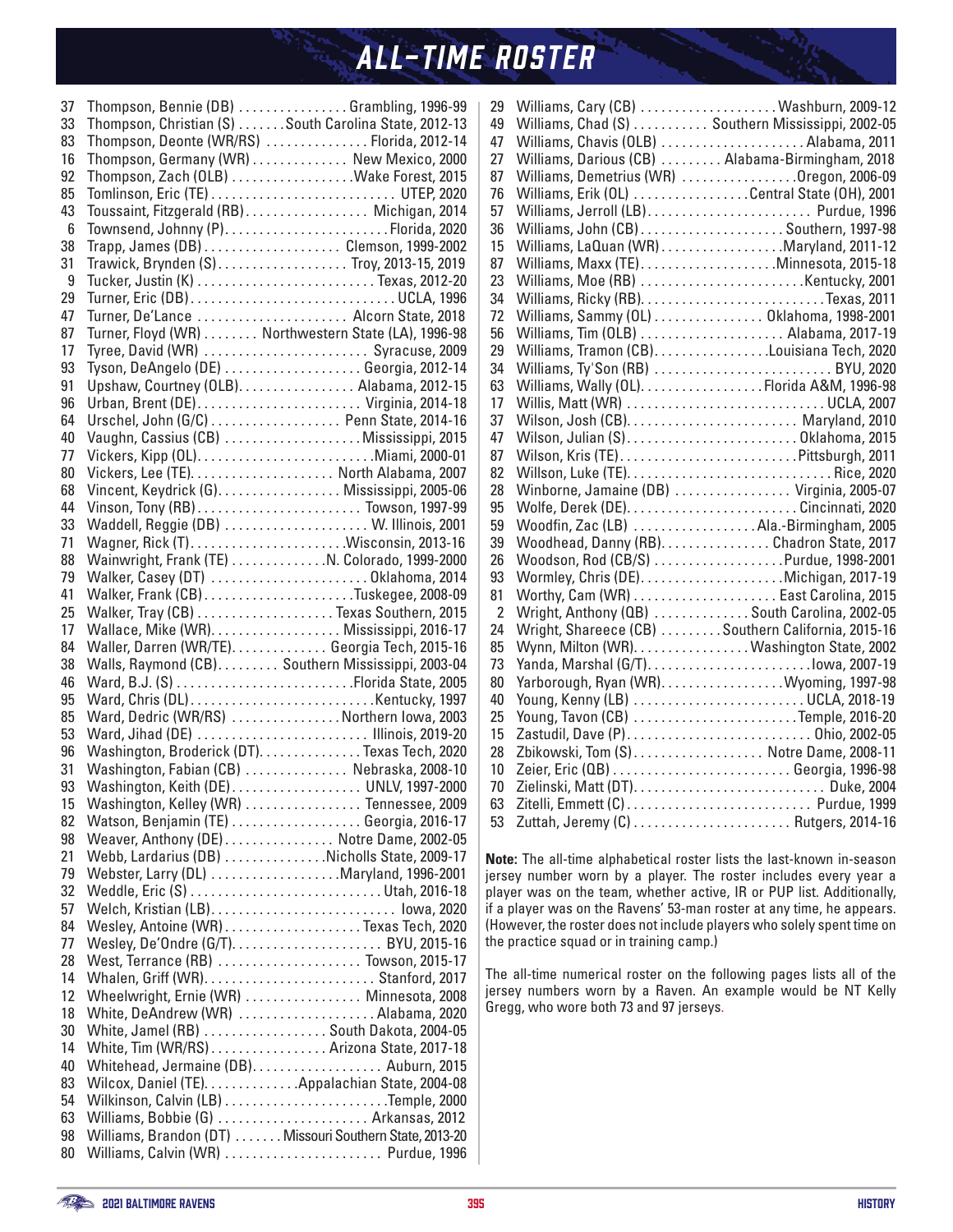# ALL-TIME ROSTER

| No. | Player | College, Years |
|---|---|---|
| 37 | Thompson, Bennie (DB) | Grambling, 1996-99 |
| 33 | Thompson, Christian (S) | South Carolina State, 2012-13 |
| 83 | Thompson, Deonte (WR/RS) | Florida, 2012-14 |
| 16 | Thompson, Germany (WR) | New Mexico, 2000 |
| 92 | Thompson, Zach (OLB) | Wake Forest, 2015 |
| 85 | Tomlinson, Eric (TE) | UTEP, 2020 |
| 43 | Toussaint, Fitzgerald (RB) | Michigan, 2014 |
| 6 | Townsend, Johnny (P) | Florida, 2020 |
| 38 | Trapp, James (DB) | Clemson, 1999-2002 |
| 31 | Trawick, Brynden (S) | Troy, 2013-15, 2019 |
| 9 | Tucker, Justin (K) | Texas, 2012-20 |
| 29 | Turner, Eric (DB) | UCLA, 1996 |
| 47 | Turner, De'Lance | Alcorn State, 2018 |
| 87 | Turner, Floyd (WR) | Northwestern State (LA), 1996-98 |
| 17 | Tyree, David (WR) | Syracuse, 2009 |
| 93 | Tyson, DeAngelo (DE) | Georgia, 2012-14 |
| 91 | Upshaw, Courtney (OLB) | Alabama, 2012-15 |
| 96 | Urban, Brent (DE) | Virginia, 2014-18 |
| 64 | Urschel, John (G/C) | Penn State, 2014-16 |
| 40 | Vaughn, Cassius (CB) | Mississippi, 2015 |
| 77 | Vickers, Kipp (OL) | Miami, 2000-01 |
| 80 | Vickers, Lee (TE) | North Alabama, 2007 |
| 68 | Vincent, Keydrick (G) | Mississippi, 2005-06 |
| 44 | Vinson, Tony (RB) | Towson, 1997-99 |
| 33 | Waddell, Reggie (DB) | W. Illinois, 2001 |
| 71 | Wagner, Rick (T) | Wisconsin, 2013-16 |
| 88 | Wainwright, Frank (TE) | N. Colorado, 1999-2000 |
| 79 | Walker, Casey (DT) | Oklahoma, 2014 |
| 41 | Walker, Frank (CB) | Tuskegee, 2008-09 |
| 25 | Walker, Tray (CB) | Texas Southern, 2015 |
| 17 | Wallace, Mike (WR) | Mississippi, 2016-17 |
| 84 | Waller, Darren (WR/TE) | Georgia Tech, 2015-16 |
| 38 | Walls, Raymond (CB) | Southern Mississippi, 2003-04 |
| 46 | Ward, B.J. (S) | Florida State, 2005 |
| 95 | Ward, Chris (DL) | Kentucky, 1997 |
| 85 | Ward, Dedric (WR/RS) | Northern Iowa, 2003 |
| 53 | Ward, Jihad (DE) | Illinois, 2019-20 |
| 96 | Washington, Broderick (DT) | Texas Tech, 2020 |
| 31 | Washington, Fabian (CB) | Nebraska, 2008-10 |
| 93 | Washington, Keith (DE) | UNLV, 1997-2000 |
| 15 | Washington, Kelley (WR) | Tennessee, 2009 |
| 82 | Watson, Benjamin (TE) | Georgia, 2016-17 |
| 98 | Weaver, Anthony (DE) | Notre Dame, 2002-05 |
| 21 | Webb, Lardarius (DB) | Nicholls State, 2009-17 |
| 79 | Webster, Larry (DL) | Maryland, 1996-2001 |
| 32 | Weddle, Eric (S) | Utah, 2016-18 |
| 57 | Welch, Kristian (LB) | Iowa, 2020 |
| 84 | Wesley, Antoine (WR) | Texas Tech, 2020 |
| 77 | Wesley, De'Ondre (G/T) | BYU, 2015-16 |
| 28 | West, Terrance (RB) | Towson, 2015-17 |
| 14 | Whalen, Griff (WR) | Stanford, 2017 |
| 12 | Wheelwright, Ernie (WR) | Minnesota, 2008 |
| 18 | White, DeAndrew (WR) | Alabama, 2020 |
| 30 | White, Jamel (RB) | South Dakota, 2004-05 |
| 14 | White, Tim (WR/RS) | Arizona State, 2017-18 |
| 40 | Whitehead, Jermaine (DB) | Auburn, 2015 |
| 83 | Wilcox, Daniel (TE) | Appalachian State, 2004-08 |
| 54 | Wilkinson, Calvin (LB) | Temple, 2000 |
| 63 | Williams, Bobbie (G) | Arkansas, 2012 |
| 98 | Williams, Brandon (DT) | Missouri Southern State, 2013-20 |
| 80 | Williams, Calvin (WR) | Purdue, 1996 |
| 29 | Williams, Cary (CB) | Washburn, 2009-12 |
| 49 | Williams, Chad (S) | Southern Mississippi, 2002-05 |
| 47 | Williams, Chavis (OLB) | Alabama, 2011 |
| 27 | Williams, Darious (CB) | Alabama-Birmingham, 2018 |
| 87 | Williams, Demetrius (WR) | Oregon, 2006-09 |
| 76 | Williams, Erik (OL) | Central State (OH), 2001 |
| 57 | Williams, Jerroll (LB) | Purdue, 1996 |
| 36 | Williams, John (CB) | Southern, 1997-98 |
| 15 | Williams, LaQuan (WR) | Maryland, 2011-12 |
| 87 | Williams, Maxx (TE) | Minnesota, 2015-18 |
| 23 | Williams, Moe (RB) | Kentucky, 2001 |
| 34 | Williams, Ricky (RB) | Texas, 2011 |
| 72 | Williams, Sammy (OL) | Oklahoma, 1998-2001 |
| 56 | Williams, Tim (OLB) | Alabama, 2017-19 |
| 29 | Williams, Tramon (CB) | Louisiana Tech, 2020 |
| 34 | Williams, Ty'Son (RB) | BYU, 2020 |
| 63 | Williams, Wally (OL) | Florida A&M, 1996-98 |
| 17 | Willis, Matt (WR) | UCLA, 2007 |
| 37 | Wilson, Josh (CB) | Maryland, 2010 |
| 47 | Wilson, Julian (S) | Oklahoma, 2015 |
| 87 | Wilson, Kris (TE) | Pittsburgh, 2011 |
| 82 | Willson, Luke (TE) | Rice, 2020 |
| 28 | Winborne, Jamaine (DB) | Virginia, 2005-07 |
| 95 | Wolfe, Derek (DE) | Cincinnati, 2020 |
| 59 | Woodfin, Zac (LB) | Ala.-Birmingham, 2005 |
| 39 | Woodhead, Danny (RB) | Chadron State, 2017 |
| 26 | Woodson, Rod (CB/S) | Purdue, 1998-2001 |
| 93 | Wormley, Chris (DE) | Michigan, 2017-19 |
| 81 | Worthy, Cam (WR) | East Carolina, 2015 |
| 2 | Wright, Anthony (QB) | South Carolina, 2002-05 |
| 24 | Wright, Shareece (CB) | Southern California, 2015-16 |
| 85 | Wynn, Milton (WR) | Washington State, 2002 |
| 73 | Yanda, Marshal (G/T) | Iowa, 2007-19 |
| 80 | Yarborough, Ryan (WR) | Wyoming, 1997-98 |
| 40 | Young, Kenny (LB) | UCLA, 2018-19 |
| 25 | Young, Tavon (CB) | Temple, 2016-20 |
| 15 | Zastudil, Dave (P) | Ohio, 2002-05 |
| 28 | Zbikowski, Tom (S) | Notre Dame, 2008-11 |
| 10 | Zeier, Eric (QB) | Georgia, 1996-98 |
| 70 | Zielinski, Matt (DT) | Duke, 2004 |
| 63 | Zitelli, Emmett (C) | Purdue, 1999 |
| 53 | Zuttah, Jeremy (C) | Rutgers, 2014-16 |

**Note:** The all-time alphabetical roster lists the last-known in-season jersey number worn by a player. The roster includes every year a player was on the team, whether active, IR or PUP list. Additionally, if a player was on the Ravens' 53-man roster at any time, he appears. (However, the roster does not include players who solely spent time on the practice squad or in training camp.)

The all-time numerical roster on the following pages lists all of the jersey numbers worn by a Raven. An example would be NT Kelly Gregg, who wore both 73 and 97 jerseys.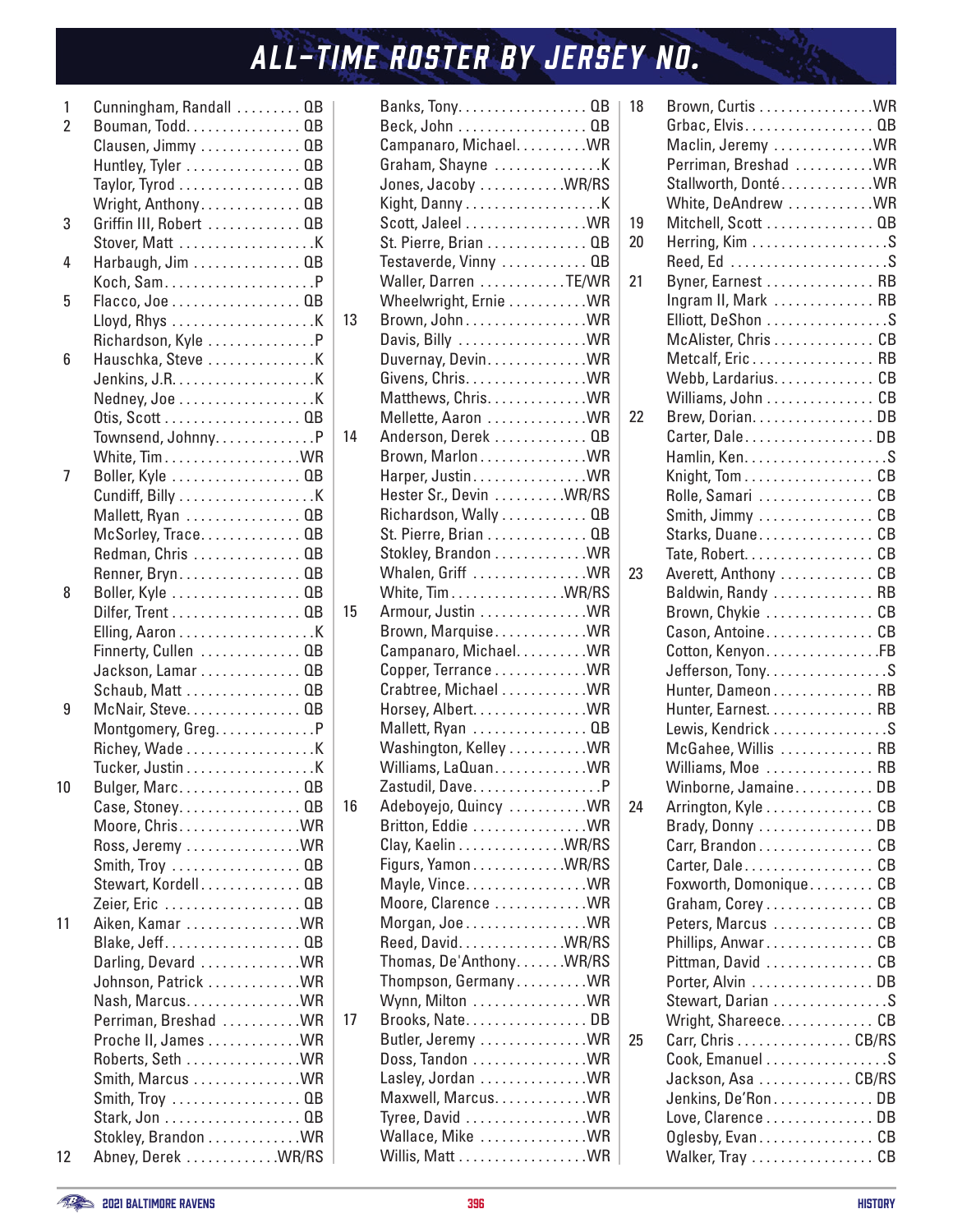# ALL-TIME ROSTER BY JERSEY NO.

| No. | Name | Pos. |
|---|---|---|
| 1 | Cunningham, Randall | QB |
| 2 | Bouman, Todd | QB |
| | Clausen, Jimmy | QB |
| | Huntley, Tyler | QB |
| | Taylor, Tyrod | QB |
| | Wright, Anthony | QB |
| 3 | Griffin III, Robert | QB |
| | Stover, Matt | K |
| 4 | Harbaugh, Jim | QB |
| | Koch, Sam | P |
| 5 | Flacco, Joe | QB |
| | Lloyd, Rhys | K |
| | Richardson, Kyle | P |
| 6 | Hauschka, Steve | K |
| | Jenkins, J.R. | K |
| | Nedney, Joe | K |
| | Otis, Scott | QB |
| | Townsend, Johnny | P |
| | White, Tim | WR |
| 7 | Boller, Kyle | QB |
| | Cundiff, Billy | K |
| | Mallett, Ryan | QB |
| | McSorley, Trace | QB |
| | Redman, Chris | QB |
| | Renner, Bryn | QB |
| 8 | Boller, Kyle | QB |
| | Dilfer, Trent | QB |
| | Elling, Aaron | K |
| | Finnerty, Cullen | QB |
| | Jackson, Lamar | QB |
| | Schaub, Matt | QB |
| 9 | McNair, Steve | QB |
| | Montgomery, Greg | P |
| | Richey, Wade | K |
| | Tucker, Justin | K |
| 10 | Bulger, Marc | QB |
| | Case, Stoney | QB |
| | Moore, Chris | WR |
| | Ross, Jeremy | WR |
| | Smith, Troy | QB |
| | Stewart, Kordell | QB |
| | Zeier, Eric | QB |
| 11 | Aiken, Kamar | WR |
| | Blake, Jeff | QB |
| | Darling, Devard | WR |
| | Johnson, Patrick | WR |
| | Nash, Marcus | WR |
| | Perriman, Breshad | WR |
| | Proche II, James | WR |
| | Roberts, Seth | WR |
| | Smith, Marcus | WR |
| | Smith, Troy | QB |
| | Stark, Jon | QB |
| | Stokley, Brandon | WR |
| 12 | Abney, Derek | WR/RS |
| | Banks, Tony | QB |
| | Beck, John | QB |
| | Campanaro, Michael | WR |
| | Graham, Shayne | K |
| | Jones, Jacoby | WR/RS |
| | Kight, Danny | K |
| | Scott, Jaleel | WR |
| | St. Pierre, Brian | QB |
| | Testaverde, Vinny | QB |
| | Waller, Darren | TE/WR |
| | Wheelwright, Ernie | WR |
| 13 | Brown, John | WR |
| | Davis, Billy | WR |
| | Duvernay, Devin | WR |
| | Givens, Chris | WR |
| | Matthews, Chris | WR |
| | Mellette, Aaron | WR |
| 14 | Anderson, Derek | QB |
| | Brown, Marlon | WR |
| | Harper, Justin | WR |
| | Hester Sr., Devin | WR/RS |
| | Richardson, Wally | QB |
| | St. Pierre, Brian | QB |
| | Stokley, Brandon | WR |
| | Whalen, Griff | WR |
| | White, Tim | WR/RS |
| 15 | Armour, Justin | WR |
| | Brown, Marquise | WR |
| | Campanaro, Michael | WR |
| | Copper, Terrance | WR |
| | Crabtree, Michael | WR |
| | Horsey, Albert | WR |
| | Mallett, Ryan | QB |
| | Washington, Kelley | WR |
| | Williams, LaQuan | WR |
| | Zastudil, Dave | P |
| 16 | Adeboyejo, Quincy | WR |
| | Britton, Eddie | WR |
| | Clay, Kaelin | WR/RS |
| | Figurs, Yamon | WR/RS |
| | Mayle, Vince | WR |
| | Moore, Clarence | WR |
| | Morgan, Joe | WR |
| | Reed, David | WR/RS |
| | Thomas, De'Anthony | WR/RS |
| | Thompson, Germany | WR |
| | Wynn, Milton | WR |
| 17 | Brooks, Nate | DB |
| | Butler, Jeremy | WR |
| | Doss, Tandon | WR |
| | Lasley, Jordan | WR |
| | Maxwell, Marcus | WR |
| | Tyree, David | WR |
| | Wallace, Mike | WR |
| | Willis, Matt | WR |
| 18 | Brown, Curtis | WR |
| | Grbac, Elvis | QB |
| | Maclin, Jeremy | WR |
| | Perriman, Breshad | WR |
| | Stallworth, Donté | WR |
| | White, DeAndrew | WR |
| 19 | Mitchell, Scott | QB |
| 20 | Herring, Kim | S |
| | Reed, Ed | S |
| 21 | Byner, Earnest | RB |
| | Ingram II, Mark | RB |
| | Elliott, DeShon | S |
| | McAlister, Chris | CB |
| | Metcalf, Eric | RB |
| | Webb, Lardarius | CB |
| | Williams, John | CB |
| 22 | Brew, Dorian | DB |
| | Carter, Dale | DB |
| | Hamlin, Ken | S |
| | Knight, Tom | CB |
| | Rolle, Samari | CB |
| | Smith, Jimmy | CB |
| | Starks, Duane | CB |
| | Tate, Robert | CB |
| 23 | Averett, Anthony | CB |
| | Baldwin, Randy | RB |
| | Brown, Chykie | CB |
| | Cason, Antoine | CB |
| | Cotton, Kenyon | FB |
| | Jefferson, Tony | S |
| | Hunter, Dameon | RB |
| | Hunter, Earnest | RB |
| | Lewis, Kendrick | S |
| | McGahee, Willis | RB |
| | Williams, Moe | RB |
| | Winborne, Jamaine | DB |
| 24 | Arrington, Kyle | CB |
| | Brady, Donny | DB |
| | Carr, Brandon | CB |
| | Carter, Dale | CB |
| | Foxworth, Domonique | CB |
| | Graham, Corey | CB |
| | Peters, Marcus | CB |
| | Phillips, Anwar | CB |
| | Pittman, David | CB |
| | Porter, Alvin | DB |
| | Stewart, Darian | S |
| | Wright, Shareece | CB |
| 25 | Carr, Chris | CB/RS |
| | Cook, Emanuel | S |
| | Jackson, Asa | CB/RS |
| | Jenkins, De'Ron | DB |
| | Love, Clarence | DB |
| | Oglesby, Evan | CB |
| | Walker, Tray | CB |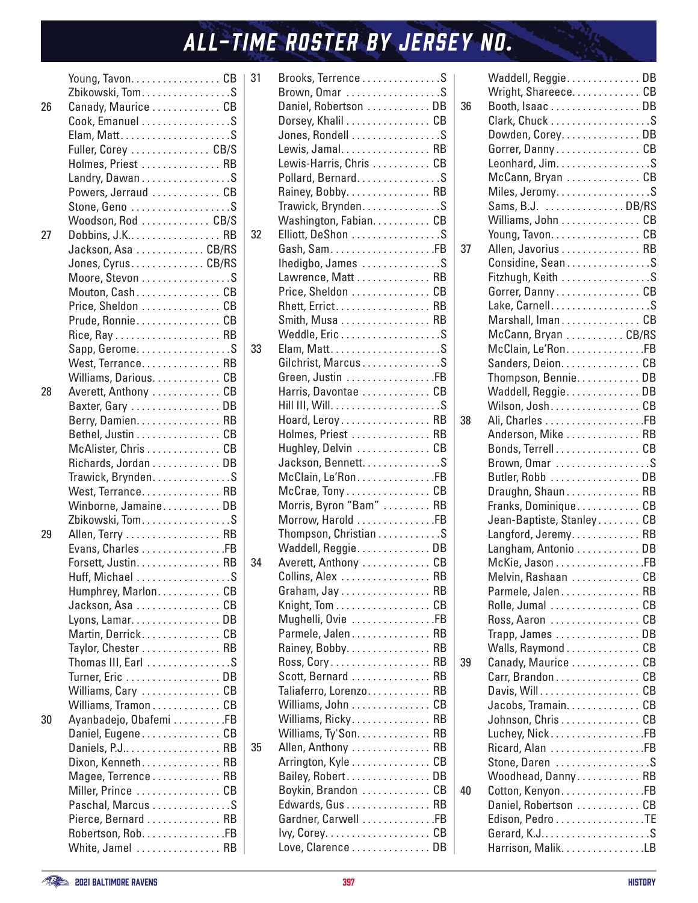# ALL-TIME ROSTER BY JERSEY NO.

| No. | Name | Pos. |
|---|---|---|
| | Young, Tavon | CB |
| | Zbikowski, Tom | S |
| 26 | Canady, Maurice | CB |
| | Cook, Emanuel | S |
| | Elam, Matt | S |
| | Fuller, Corey | CB/S |
| | Holmes, Priest | RB |
| | Landry, Dawan | S |
| | Powers, Jerraud | CB |
| | Stone, Geno | S |
| | Woodson, Rod | CB/S |
| 27 | Dobbins, J.K. | RB |
| | Jackson, Asa | CB/RS |
| | Jones, Cyrus | CB/RS |
| | Moore, Stevon | S |
| | Mouton, Cash | CB |
| | Price, Sheldon | CB |
| | Prude, Ronnie | CB |
| | Rice, Ray | RB |
| | Sapp, Gerome | S |
| | West, Terrance | RB |
| | Williams, Darious | CB |
| 28 | Averett, Anthony | CB |
| | Baxter, Gary | DB |
| | Berry, Damien | RB |
| | Bethel, Justin | CB |
| | McAlister, Chris | CB |
| | Richards, Jordan | DB |
| | Trawick, Brynden | S |
| | West, Terrance | RB |
| | Winborne, Jamaine | DB |
| | Zbikowski, Tom | S |
| 29 | Allen, Terry | RB |
| | Evans, Charles | FB |
| | Forsett, Justin | RB |
| | Huff, Michael | S |
| | Humphrey, Marlon | CB |
| | Jackson, Asa | CB |
| | Lyons, Lamar | DB |
| | Martin, Derrick | CB |
| | Taylor, Chester | RB |
| | Thomas III, Earl | S |
| | Turner, Eric | DB |
| | Williams, Cary | CB |
| | Williams, Tramon | CB |
| 30 | Ayanbadejo, Obafemi | FB |
| | Daniel, Eugene | CB |
| | Daniels, P.J. | RB |
| | Dixon, Kenneth | RB |
| | Magee, Terrence | RB |
| | Miller, Prince | CB |
| | Paschal, Marcus | S |
| | Pierce, Bernard | RB |
| | Robertson, Rob | FB |
| | White, Jamel | RB |
| 31 | Brooks, Terrence | S |
| | Brown, Omar | S |
| | Daniel, Robertson | DB |
| | Dorsey, Khalil | CB |
| | Jones, Rondell | S |
| | Lewis, Jamal | RB |
| | Lewis-Harris, Chris | CB |
| | Pollard, Bernard | S |
| | Rainey, Bobby | RB |
| | Trawick, Brynden | S |
| | Washington, Fabian | CB |
| 32 | Elliott, DeShon | S |
| | Gash, Sam | FB |
| | Ihedigbo, James | S |
| | Lawrence, Matt | RB |
| | Price, Sheldon | CB |
| | Rhett, Errict | RB |
| | Smith, Musa | RB |
| | Weddle, Eric | S |
| 33 | Elam, Matt | S |
| | Gilchrist, Marcus | S |
| | Green, Justin | FB |
| | Harris, Davontae | CB |
| | Hill III, Will | S |
| | Hoard, Leroy | RB |
| | Holmes, Priest | RB |
| | Hughley, Delvin | CB |
| | Jackson, Bennett | S |
| | McClain, Le'Ron | FB |
| | McCrae, Tony | CB |
| | Morris, Byron "Bam" | RB |
| | Morrow, Harold | FB |
| | Thompson, Christian | S |
| | Waddell, Reggie | DB |
| 34 | Averett, Anthony | CB |
| | Collins, Alex | RB |
| | Graham, Jay | RB |
| | Knight, Tom | CB |
| | Mughelli, Ovie | FB |
| | Parmele, Jalen | RB |
| | Rainey, Bobby | RB |
| | Ross, Cory | RB |
| | Scott, Bernard | RB |
| | Taliaferro, Lorenzo | RB |
| | Williams, John | CB |
| | Williams, Ricky | RB |
| | Williams, Ty'Son | RB |
| 35 | Allen, Anthony | RB |
| | Arrington, Kyle | CB |
| | Bailey, Robert | DB |
| | Boykin, Brandon | CB |
| | Edwards, Gus | RB |
| | Gardner, Carwell | FB |
| | Ivy, Corey | CB |
| | Love, Clarence | DB |
| | Waddell, Reggie | DB |
| | Wright, Shareece | CB |
| 36 | Booth, Isaac | DB |
| | Clark, Chuck | S |
| | Dowden, Corey | DB |
| | Gorrer, Danny | CB |
| | Leonhard, Jim | S |
| | McCann, Bryan | CB |
| | Miles, Jeromy | S |
| | Sams, B.J. | DB/RS |
| | Williams, John | CB |
| | Young, Tavon | CB |
| 37 | Allen, Javorius | RB |
| | Considine, Sean | S |
| | Fitzhugh, Keith | S |
| | Gorrer, Danny | CB |
| | Lake, Carnell | S |
| | Marshall, Iman | CB |
| | McCann, Bryan | CB/RS |
| | McClain, Le'Ron | FB |
| | Sanders, Deion | CB |
| | Thompson, Bennie | DB |
| | Waddell, Reggie | DB |
| | Wilson, Josh | CB |
| 38 | Ali, Charles | FB |
| | Anderson, Mike | RB |
| | Bonds, Terrell | CB |
| | Brown, Omar | S |
| | Butler, Robb | DB |
| | Draughn, Shaun | RB |
| | Franks, Dominique | CB |
| | Jean-Baptiste, Stanley | CB |
| | Langford, Jeremy | RB |
| | Langham, Antonio | DB |
| | McKie, Jason | FB |
| | Melvin, Rashaan | CB |
| | Parmele, Jalen | RB |
| | Rolle, Jumal | CB |
| | Ross, Aaron | CB |
| | Trapp, James | DB |
| | Walls, Raymond | CB |
| 39 | Canady, Maurice | CB |
| | Carr, Brandon | CB |
| | Davis, Will | CB |
| | Jacobs, Tramain | CB |
| | Johnson, Chris | CB |
| | Luchey, Nick | FB |
| | Ricard, Alan | FB |
| | Stone, Daren | S |
| | Woodhead, Danny | RB |
| 40 | Cotton, Kenyon | FB |
| | Daniel, Robertson | CB |
| | Edison, Pedro | TE |
| | Gerard, K.J. | S |
| | Harrison, Malik | LB |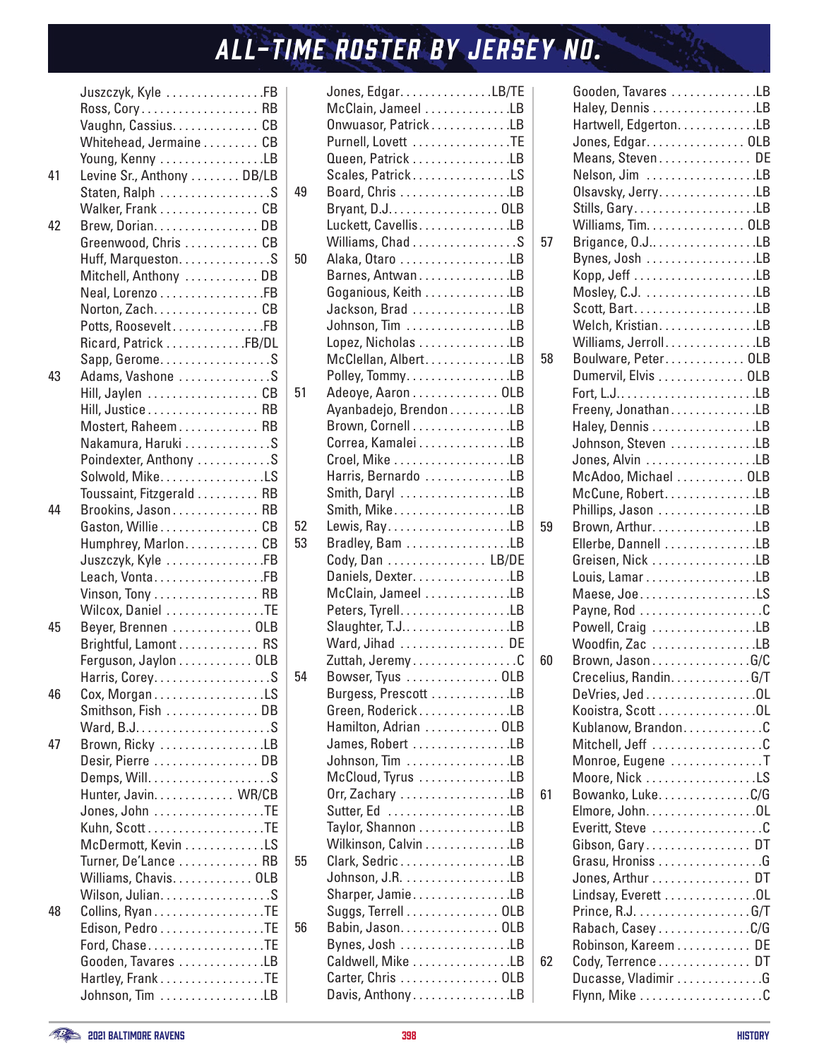# ALL-TIME ROSTER BY JERSEY NO.

| No. | Name | Pos. |
|---|---|---|
| | Juszczyk, Kyle | FB |
| | Ross, Cory | RB |
| | Vaughn, Cassius | CB |
| | Whitehead, Jermaine | CB |
| | Young, Kenny | LB |
| 41 | Levine Sr., Anthony | DB/LB |
| | Staten, Ralph | S |
| | Walker, Frank | CB |
| 42 | Brew, Dorian | DB |
| | Greenwood, Chris | CB |
| | Huff, Marqueston | S |
| | Mitchell, Anthony | DB |
| | Neal, Lorenzo | FB |
| | Norton, Zach | CB |
| | Potts, Roosevelt | FB |
| | Ricard, Patrick | FB/DL |
| | Sapp, Gerome | S |
| 43 | Adams, Vashone | S |
| | Hill, Jaylen | CB |
| | Hill, Justice | RB |
| | Mostert, Raheem | RB |
| | Nakamura, Haruki | S |
| | Poindexter, Anthony | S |
| | Solwold, Mike | LS |
| | Toussaint, Fitzgerald | RB |
| 44 | Brookins, Jason | RB |
| | Gaston, Willie | CB |
| | Humphrey, Marlon | CB |
| | Juszczyk, Kyle | FB |
| | Leach, Vonta | FB |
| | Vinson, Tony | RB |
| | Wilcox, Daniel | TE |
| 45 | Beyer, Brennen | OLB |
| | Brightful, Lamont | RS |
| | Ferguson, Jaylon | OLB |
| | Harris, Corey | S |
| 46 | Cox, Morgan | LS |
| | Smithson, Fish | DB |
| | Ward, B.J. | S |
| 47 | Brown, Ricky | LB |
| | Desir, Pierre | DB |
| | Demps, Will | S |
| | Hunter, Javin | WR/CB |
| | Jones, John | TE |
| | Kuhn, Scott | TE |
| | McDermott, Kevin | LS |
| | Turner, De'Lance | RB |
| | Williams, Chavis | OLB |
| | Wilson, Julian | S |
| 48 | Collins, Ryan | TE |
| | Edison, Pedro | TE |
| | Ford, Chase | TE |
| | Gooden, Tavares | LB |
| | Hartley, Frank | TE |
| | Johnson, Tim | LB |
| | Jones, Edgar | LB/TE |
| | McClain, Jameel | LB |
| | Onwuasor, Patrick | LB |
| | Purnell, Lovett | TE |
| | Queen, Patrick | LB |
| | Scales, Patrick | LS |
| 49 | Board, Chris | LB |
| | Bryant, D.J. | OLB |
| | Luckett, Cavellis | LB |
| | Williams, Chad | S |
| 50 | Alaka, Otaro | LB |
| | Barnes, Antwan | LB |
| | Goganious, Keith | LB |
| | Jackson, Brad | LB |
| | Johnson, Tim | LB |
| | Lopez, Nicholas | LB |
| | McClellan, Albert | LB |
| | Polley, Tommy | LB |
| 51 | Adeoye, Aaron | OLB |
| | Ayanbadejo, Brendon | LB |
| | Brown, Cornell | LB |
| | Correa, Kamalei | LB |
| | Croel, Mike | LB |
| | Harris, Bernardo | LB |
| | Smith, Daryl | LB |
| | Smith, Mike | LB |
| 52 | Lewis, Ray | LB |
| 53 | Bradley, Bam | LB |
| | Cody, Dan | LB/DE |
| | Daniels, Dexter | LB |
| | McClain, Jameel | LB |
| | Peters, Tyrell | LB |
| | Slaughter, T.J. | LB |
| | Ward, Jihad | DE |
| | Zuttah, Jeremy | C |
| 54 | Bowser, Tyus | OLB |
| | Burgess, Prescott | LB |
| | Green, Roderick | LB |
| | Hamilton, Adrian | OLB |
| | James, Robert | LB |
| | Johnson, Tim | LB |
| | McCloud, Tyrus | LB |
| | Orr, Zachary | LB |
| | Sutter, Ed | LB |
| | Taylor, Shannon | LB |
| | Wilkinson, Calvin | LB |
| 55 | Clark, Sedric | LB |
| | Johnson, J.R. | LB |
| | Sharper, Jamie | LB |
| | Suggs, Terrell | OLB |
| 56 | Babin, Jason | OLB |
| | Bynes, Josh | LB |
| | Caldwell, Mike | LB |
| | Carter, Chris | OLB |
| | Davis, Anthony | LB |
| | Gooden, Tavares | LB |
| | Haley, Dennis | LB |
| | Hartwell, Edgerton | LB |
| | Jones, Edgar | OLB |
| | Means, Steven | DE |
| | Nelson, Jim | LB |
| | Olsavsky, Jerry | LB |
| | Stills, Gary | LB |
| | Williams, Tim | OLB |
| 57 | Brigance, O.J. | LB |
| | Bynes, Josh | LB |
| | Kopp, Jeff | LB |
| | Mosley, C.J. | LB |
| | Scott, Bart | LB |
| | Welch, Kristian | LB |
| | Williams, Jerroll | LB |
| 58 | Boulware, Peter | OLB |
| | Dumervil, Elvis | OLB |
| | Fort, L.J. | LB |
| | Freeny, Jonathan | LB |
| | Haley, Dennis | LB |
| | Johnson, Steven | LB |
| | Jones, Alvin | LB |
| | McAdoo, Michael | OLB |
| | McCune, Robert | LB |
| | Phillips, Jason | LB |
| 59 | Brown, Arthur | LB |
| | Ellerbe, Dannell | LB |
| | Greisen, Nick | LB |
| | Louis, Lamar | LB |
| | Maese, Joe | LS |
| | Payne, Rod | C |
| | Powell, Craig | LB |
| | Woodfin, Zac | LB |
| 60 | Brown, Jason | G/C |
| | Crecelius, Randin | G/T |
| | DeVries, Jed | OL |
| | Kooistra, Scott | OL |
| | Kublanow, Brandon | C |
| | Mitchell, Jeff | C |
| | Monroe, Eugene | T |
| | Moore, Nick | LS |
| 61 | Bowanko, Luke | C/G |
| | Elmore, John | OL |
| | Everitt, Steve | C |
| | Gibson, Gary | DT |
| | Grasu, Hroniss | G |
| | Jones, Arthur | DT |
| | Lindsay, Everett | OL |
| | Prince, R.J. | G/T |
| | Rabach, Casey | C/G |
| | Robinson, Kareem | DE |
| 62 | Cody, Terrence | DT |
| | Ducasse, Vladimir | G |
| | Flynn, Mike | C |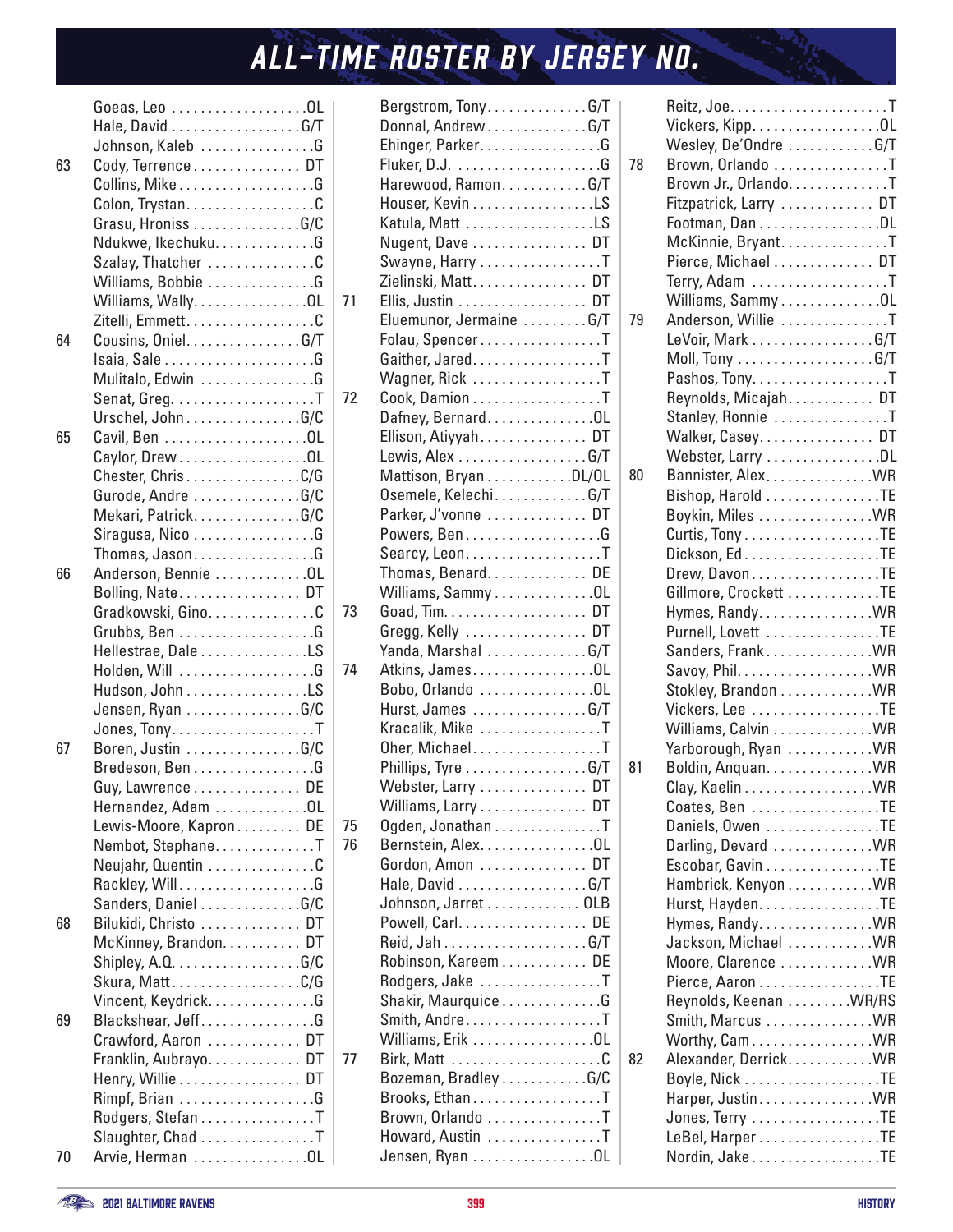# ALL-TIME ROSTER BY JERSEY NO.

| No. | Name | Pos. |
|---|---|---|
| | Goeas, Leo | OL |
| | Hale, David | G/T |
| | Johnson, Kaleb | G |
| 63 | Cody, Terrence | DT |
| | Collins, Mike | G |
| | Colon, Trystan | C |
| | Grasu, Hroniss | G/C |
| | Ndukwe, Ikechuku | G |
| | Szalay, Thatcher | C |
| | Williams, Bobbie | G |
| | Williams, Wally | OL |
| | Zitelli, Emmett | C |
| 64 | Cousins, Oniel | G/T |
| | Isaia, Sale | G |
| | Mulitalo, Edwin | G |
| | Senat, Greg | T |
| | Urschel, John | G/C |
| 65 | Cavil, Ben | OL |
| | Caylor, Drew | OL |
| | Chester, Chris | C/G |
| | Gurode, Andre | G/C |
| | Mekari, Patrick | G/C |
| | Siragusa, Nico | G |
| | Thomas, Jason | G |
| 66 | Anderson, Bennie | OL |
| | Bolling, Nate | DT |
| | Gradkowski, Gino | C |
| | Grubbs, Ben | G |
| | Hellestrae, Dale | LS |
| | Holden, Will | G |
| | Hudson, John | LS |
| | Jensen, Ryan | G/C |
| | Jones, Tony | T |
| 67 | Boren, Justin | G/C |
| | Bredeson, Ben | G |
| | Guy, Lawrence | DE |
| | Hernandez, Adam | OL |
| | Lewis-Moore, Kapron | DE |
| | Nembot, Stephane | T |
| | Neujahr, Quentin | C |
| | Rackley, Will | G |
| | Sanders, Daniel | G/C |
| 68 | Bilukidi, Christo | DT |
| | McKinney, Brandon | DT |
| | Shipley, A.Q. | G/C |
| | Skura, Matt | C/G |
| | Vincent, Keydrick | G |
| 69 | Blackshear, Jeff | G |
| | Crawford, Aaron | DT |
| | Franklin, Aubrayo | DT |
| | Henry, Willie | DT |
| | Rimpf, Brian | G |
| | Rodgers, Stefan | T |
| | Slaughter, Chad | T |
| 70 | Arvie, Herman | OL |
| | Bergstrom, Tony | G/T |
| | Donnal, Andrew | G/T |
| | Ehinger, Parker | G |
| | Fluker, D.J. | G |
| | Harewood, Ramon | G/T |
| | Houser, Kevin | LS |
| | Katula, Matt | LS |
| | Nugent, Dave | DT |
| | Swayne, Harry | T |
| | Zielinski, Matt | DT |
| 71 | Ellis, Justin | DT |
| | Eluemunor, Jermaine | G/T |
| | Folau, Spencer | T |
| | Gaither, Jared | T |
| | Wagner, Rick | T |
| 72 | Cook, Damion | T |
| | Dafney, Bernard | OL |
| | Ellison, Atiyyah | DT |
| | Lewis, Alex | G/T |
| | Mattison, Bryan | DL/OL |
| | Osemele, Kelechi | G/T |
| | Parker, J'vonne | DT |
| | Powers, Ben | G |
| | Searcy, Leon | T |
| | Thomas, Benard | DE |
| | Williams, Sammy | OL |
| 73 | Goad, Tim | DT |
| | Gregg, Kelly | DT |
| | Yanda, Marshal | G/T |
| 74 | Atkins, James | OL |
| | Bobo, Orlando | OL |
| | Hurst, James | G/T |
| | Kracalik, Mike | T |
| | Oher, Michael | T |
| | Phillips, Tyre | G/T |
| | Webster, Larry | DT |
| | Williams, Larry | DT |
| 75 | Ogden, Jonathan | T |
| 76 | Bernstein, Alex | OL |
| | Gordon, Amon | DT |
| | Hale, David | G/T |
| | Johnson, Jarret | OLB |
| | Powell, Carl | DE |
| | Reid, Jah | G/T |
| | Robinson, Kareem | DE |
| | Rodgers, Jake | T |
| | Shakir, Maurquice | G |
| | Smith, Andre | T |
| | Williams, Erik | OL |
| 77 | Birk, Matt | C |
| | Bozeman, Bradley | G/C |
| | Brooks, Ethan | T |
| | Brown, Orlando | T |
| | Howard, Austin | T |
| | Jensen, Ryan | OL |
| | Reitz, Joe | T |
| | Vickers, Kipp | OL |
| | Wesley, De'Ondre | G/T |
| 78 | Brown, Orlando | T |
| | Brown Jr., Orlando | T |
| | Fitzpatrick, Larry | DT |
| | Footman, Dan | DL |
| | McKinnie, Bryant | T |
| | Pierce, Michael | DT |
| | Terry, Adam | T |
| | Williams, Sammy | OL |
| 79 | Anderson, Willie | T |
| | LeVoir, Mark | G/T |
| | Moll, Tony | G/T |
| | Pashos, Tony | T |
| | Reynolds, Micajah | DT |
| | Stanley, Ronnie | T |
| | Walker, Casey | DT |
| | Webster, Larry | DL |
| 80 | Bannister, Alex | WR |
| | Bishop, Harold | TE |
| | Boykin, Miles | WR |
| | Curtis, Tony | TE |
| | Dickson, Ed | TE |
| | Drew, Davon | TE |
| | Gillmore, Crockett | TE |
| | Hymes, Randy | WR |
| | Purnell, Lovett | TE |
| | Sanders, Frank | WR |
| | Savoy, Phil | WR |
| | Stokley, Brandon | WR |
| | Vickers, Lee | TE |
| | Williams, Calvin | WR |
| | Yarborough, Ryan | WR |
| 81 | Boldin, Anquan | WR |
| | Clay, Kaelin | WR |
| | Coates, Ben | TE |
| | Daniels, Owen | TE |
| | Darling, Devard | WR |
| | Escobar, Gavin | TE |
| | Hambrick, Kenyon | WR |
| | Hurst, Hayden | TE |
| | Hymes, Randy | WR |
| | Jackson, Michael | WR |
| | Moore, Clarence | WR |
| | Pierce, Aaron | TE |
| | Reynolds, Keenan | WR/RS |
| | Smith, Marcus | WR |
| | Worthy, Cam | WR |
| 82 | Alexander, Derrick | WR |
| | Boyle, Nick | TE |
| | Harper, Justin | WR |
| | Jones, Terry | TE |
| | LeBel, Harper | TE |
| | Nordin, Jake | TE |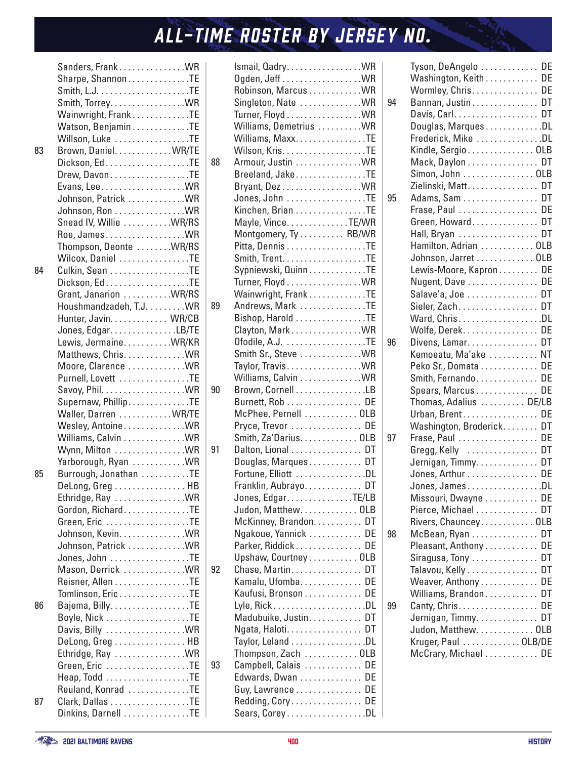# ALL-TIME ROSTER BY JERSEY NO.

| No. | Name | Pos. |
|---|---|---|
| | Sanders, Frank | WR |
| | Sharpe, Shannon | TE |
| | Smith, L.J. | TE |
| | Smith, Torrey | WR |
| | Wainwright, Frank | TE |
| | Watson, Benjamin | TE |
| | Willson, Luke | TE |
| 83 | Brown, Daniel | WR/TE |
| | Dickson, Ed | TE |
| | Drew, Davon | TE |
| | Evans, Lee | WR |
| | Johnson, Patrick | WR |
| | Johnson, Ron | WR |
| | Snead IV, Willie | WR/RS |
| | Roe, James | WR |
| | Thompson, Deonte | WR/RS |
| | Wilcox, Daniel | TE |
| 84 | Culkin, Sean | TE |
| | Dickson, Ed | TE |
| | Grant, Janarion | WR/RS |
| | Houshmandzadeh, T.J. | WR |
| | Hunter, Javin | WR/CB |
| | Jones, Edgar | LB/TE |
| | Lewis, Jermaine | WR/KR |
| | Matthews, Chris | WR |
| | Moore, Clarence | WR |
| | Purnell, Lovett | TE |
| | Savoy, Phil | WR |
| | Supernaw, Phillip | TE |
| | Waller, Darren | WR/TE |
| | Wesley, Antoine | WR |
| | Williams, Calvin | WR |
| | Wynn, Milton | WR |
| | Yarborough, Ryan | WR |
| 85 | Burrough, Jonathan | TE |
| | DeLong, Greg | HB |
| | Ethridge, Ray | WR |
| | Gordon, Richard | TE |
| | Green, Eric | TE |
| | Johnson, Kevin | WR |
| | Johnson, Patrick | WR |
| | Jones, John | TE |
| | Mason, Derrick | WR |
| | Reisner, Allen | TE |
| | Tomlinson, Eric | TE |
| 86 | Bajema, Billy | TE |
| | Boyle, Nick | TE |
| | Davis, Billy | WR |
| | DeLong, Greg | HB |
| | Ethridge, Ray | WR |
| | Green, Eric | TE |
| | Heap, Todd | TE |
| | Reuland, Konrad | TE |
| 87 | Clark, Dallas | TE |
| | Dinkins, Darnell | TE |
| | Ismail, Qadry | WR |
| | Ogden, Jeff | WR |
| | Robinson, Marcus | WR |
| | Singleton, Nate | WR |
| | Turner, Floyd | WR |
| | Williams, Demetrius | WR |
| | Williams, Maxx | TE |
| | Wilson, Kris | TE |
| 88 | Armour, Justin | WR |
| | Breeland, Jake | TE |
| | Bryant, Dez | WR |
| | Jones, John | TE |
| | Kinchen, Brian | TE |
| | Mayle, Vince | TE/WR |
| | Montgomery, Ty | RB/WR |
| | Pitta, Dennis | TE |
| | Smith, Trent | TE |
| | Sypniewski, Quinn | TE |
| | Turner, Floyd | WR |
| | Wainwright, Frank | TE |
| 89 | Andrews, Mark | TE |
| | Bishop, Harold | TE |
| | Clayton, Mark | WR |
| | Ofodile, A.J. | TE |
| | Smith Sr., Steve | WR |
| | Taylor, Travis | WR |
| | Williams, Calvin | WR |
| 90 | Brown, Cornell | LB |
| | Burnett, Rob | DE |
| | McPhee, Pernell | OLB |
| | Pryce, Trevor | DE |
| | Smith, Za'Darius | OLB |
| 91 | Dalton, Lional | DT |
| | Douglas, Marques | DT |
| | Fortune, Elliott | DL |
| | Franklin, Aubrayo | DT |
| | Jones, Edgar | TE/LB |
| | Judon, Matthew | OLB |
| | McKinney, Brandon | DT |
| | Ngakoue, Yannick | DE |
| | Parker, Riddick | DE |
| | Upshaw, Courtney | OLB |
| 92 | Chase, Martin | DT |
| | Kamalu, Ufomba | DE |
| | Kaufusi, Bronson | DE |
| | Lyle, Rick | DL |
| | Madubuike, Justin | DT |
| | Ngata, Haloti | DT |
| | Taylor, Leland | DL |
| | Thompson, Zach | OLB |
| 93 | Campbell, Calais | DE |
| | Edwards, Dwan | DE |
| | Guy, Lawrence | DE |
| | Redding, Cory | DE |
| | Sears, Corey | DL |
| | Tyson, DeAngelo | DE |
| | Washington, Keith | DE |
| | Wormley, Chris | DE |
| 94 | Bannan, Justin | DT |
| | Davis, Carl | DT |
| | Douglas, Marques | DL |
| | Frederick, Mike | DL |
| | Kindle, Sergio | OLB |
| | Mack, Daylon | DT |
| | Simon, John | OLB |
| | Zielinski, Matt | DT |
| 95 | Adams, Sam | DT |
| | Frase, Paul | DE |
| | Green, Howard | DT |
| | Hall, Bryan | DT |
| | Hamilton, Adrian | OLB |
| | Johnson, Jarret | OLB |
| | Lewis-Moore, Kapron | DE |
| | Nugent, Dave | DE |
| | Salave'a, Joe | DT |
| | Sieler, Zach | DT |
| | Ward, Chris | DL |
| | Wolfe, Derek | DE |
| 96 | Divens, Lamar | DT |
| | Kemoeatu, Ma'ake | NT |
| | Peko Sr., Domata | DE |
| | Smith, Fernando | DE |
| | Spears, Marcus | DE |
| | Thomas, Adalius | DE/LB |
| | Urban, Brent | DE |
| | Washington, Broderick | DT |
| 97 | Frase, Paul | DE |
| | Gregg, Kelly | DT |
| | Jernigan, Timmy | DT |
| | Jones, Arthur | DE |
| | Jones, James | DL |
| | Missouri, Dwayne | DE |
| | Pierce, Michael | DT |
| | Rivers, Chauncey | OLB |
| 98 | McBean, Ryan | DT |
| | Pleasant, Anthony | DE |
| | Siragusa, Tony | DT |
| | Talavou, Kelly | DT |
| | Weaver, Anthony | DE |
| | Williams, Brandon | DT |
| 99 | Canty, Chris | DE |
| | Jernigan, Timmy | DT |
| | Judon, Matthew | OLB |
| | Kruger, Paul | OLB/DE |
| | McCrary, Michael | DE |